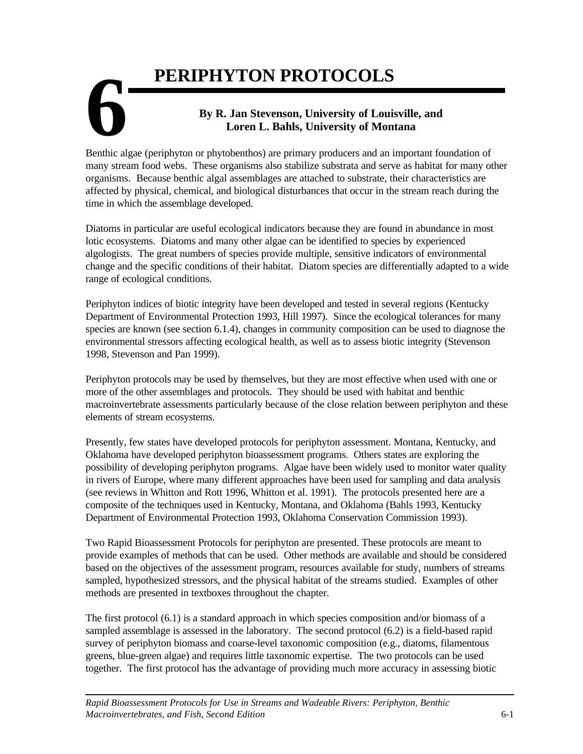# 6 PERIPHYTON PROTOCOLS

**By R. Jan Stevenson, University of Louisville, and Loren L. Bahls, University of Montana**

Benthic algae (periphyton or phytobenthos) are primary producers and an important foundation of many stream food webs. These organisms also stabilize substrata and serve as habitat for many other organisms. Because benthic algal assemblages are attached to substrate, their characteristics are affected by physical, chemical, and biological disturbances that occur in the stream reach during the time in which the assemblage developed.

Diatoms in particular are useful ecological indicators because they are found in abundance in most lotic ecosystems. Diatoms and many other algae can be identified to species by experienced algologists. The great numbers of species provide multiple, sensitive indicators of environmental change and the specific conditions of their habitat. Diatom species are differentially adapted to a wide range of ecological conditions.

Periphyton indices of biotic integrity have been developed and tested in several regions (Kentucky Department of Environmental Protection 1993, Hill 1997). Since the ecological tolerances for many species are known (see section 6.1.4), changes in community composition can be used to diagnose the environmental stressors affecting ecological health, as well as to assess biotic integrity (Stevenson 1998, Stevenson and Pan 1999).

Periphyton protocols may be used by themselves, but they are most effective when used with one or more of the other assemblages and protocols. They should be used with habitat and benthic macroinvertebrate assessments particularly because of the close relation between periphyton and these elements of stream ecosystems.

Presently, few states have developed protocols for periphyton assessment. Montana, Kentucky, and Oklahoma have developed periphyton bioassessment programs. Others states are exploring the possibility of developing periphyton programs. Algae have been widely used to monitor water quality in rivers of Europe, where many different approaches have been used for sampling and data analysis (see reviews in Whitton and Rott 1996, Whitton et al. 1991). The protocols presented here are a composite of the techniques used in Kentucky, Montana, and Oklahoma (Bahls 1993, Kentucky Department of Environmental Protection 1993, Oklahoma Conservation Commission 1993).

Two Rapid Bioassessment Protocols for periphyton are presented. These protocols are meant to provide examples of methods that can be used. Other methods are available and should be considered based on the objectives of the assessment program, resources available for study, numbers of streams sampled, hypothesized stressors, and the physical habitat of the streams studied. Examples of other methods are presented in textboxes throughout the chapter.

The first protocol (6.1) is a standard approach in which species composition and/or biomass of a sampled assemblage is assessed in the laboratory. The second protocol (6.2) is a field-based rapid survey of periphyton biomass and coarse-level taxonomic composition (e.g., diatoms, filamentous greens, blue-green algae) and requires little taxonomic expertise. The two protocols can be used together. The first protocol has the advantage of providing much more accuracy in assessing biotic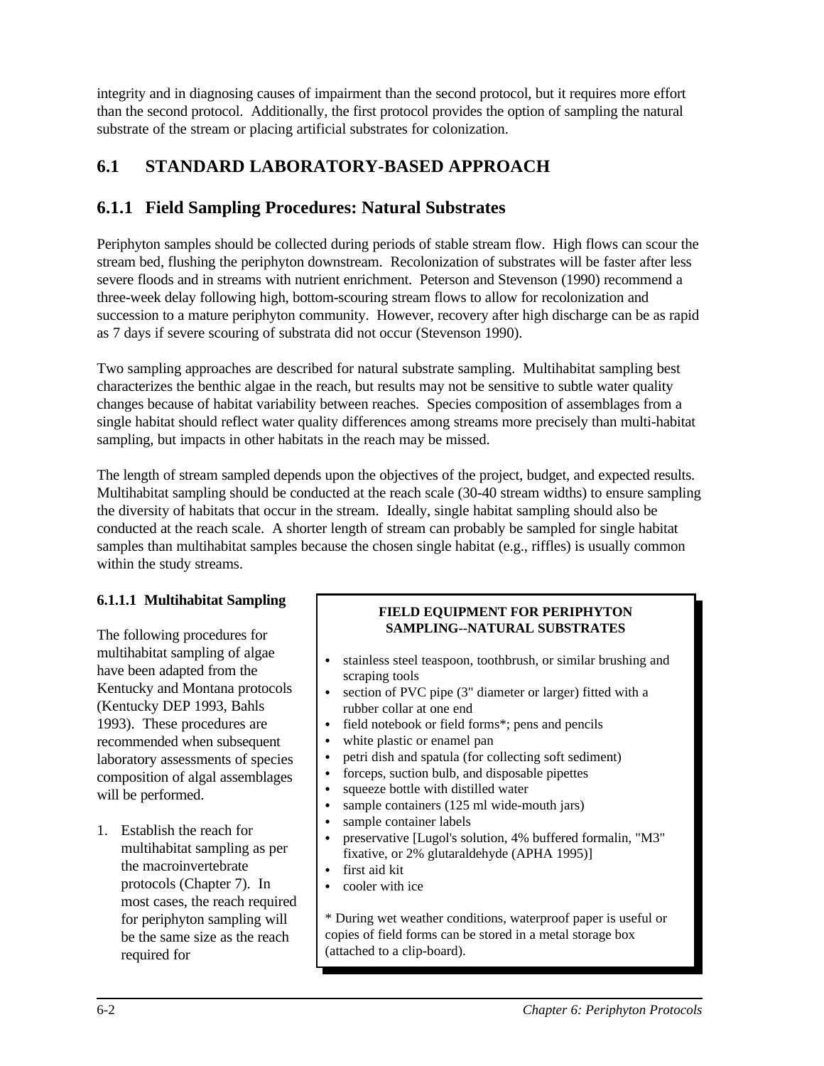integrity and in diagnosing causes of impairment than the second protocol, but it requires more effort than the second protocol. Additionally, the first protocol provides the option of sampling the natural substrate of the stream or placing artificial substrates for colonization.

## 6.1 STANDARD LABORATORY-BASED APPROACH

### 6.1.1 Field Sampling Procedures: Natural Substrates

Periphyton samples should be collected during periods of stable stream flow. High flows can scour the stream bed, flushing the periphyton downstream. Recolonization of substrates will be faster after less severe floods and in streams with nutrient enrichment. Peterson and Stevenson (1990) recommend a three-week delay following high, bottom-scouring stream flows to allow for recolonization and succession to a mature periphyton community. However, recovery after high discharge can be as rapid as 7 days if severe scouring of substrata did not occur (Stevenson 1990).

Two sampling approaches are described for natural substrate sampling. Multihabitat sampling best characterizes the benthic algae in the reach, but results may not be sensitive to subtle water quality changes because of habitat variability between reaches. Species composition of assemblages from a single habitat should reflect water quality differences among streams more precisely than multi-habitat sampling, but impacts in other habitats in the reach may be missed.

The length of stream sampled depends upon the objectives of the project, budget, and expected results. Multihabitat sampling should be conducted at the reach scale (30-40 stream widths) to ensure sampling the diversity of habitats that occur in the stream. Ideally, single habitat sampling should also be conducted at the reach scale. A shorter length of stream can probably be sampled for single habitat samples than multihabitat samples because the chosen single habitat (e.g., riffles) is usually common within the study streams.

#### 6.1.1.1 Multihabitat Sampling

The following procedures for multihabitat sampling of algae have been adapted from the Kentucky and Montana protocols (Kentucky DEP 1993, Bahls 1993). These procedures are recommended when subsequent laboratory assessments of species composition of algal assemblages will be performed.

**FIELD EQUIPMENT FOR PERIPHYTON SAMPLING--NATURAL SUBSTRATES**

- stainless steel teaspoon, toothbrush, or similar brushing and scraping tools
- section of PVC pipe (3" diameter or larger) fitted with a rubber collar at one end
- field notebook or field forms*; pens and pencils
- white plastic or enamel pan
- petri dish and spatula (for collecting soft sediment)
- forceps, suction bulb, and disposable pipettes
- squeeze bottle with distilled water
- sample containers (125 ml wide-mouth jars)
- sample container labels
- preservative [Lugol's solution, 4% buffered formalin, "M3" fixative, or 2% glutaraldehyde (APHA 1995)]
- first aid kit
- cooler with ice

\* During wet weather conditions, waterproof paper is useful or copies of field forms can be stored in a metal storage box (attached to a clip-board).

1. Establish the reach for multihabitat sampling as per the macroinvertebrate protocols (Chapter 7). In most cases, the reach required for periphyton sampling will be the same size as the reach required for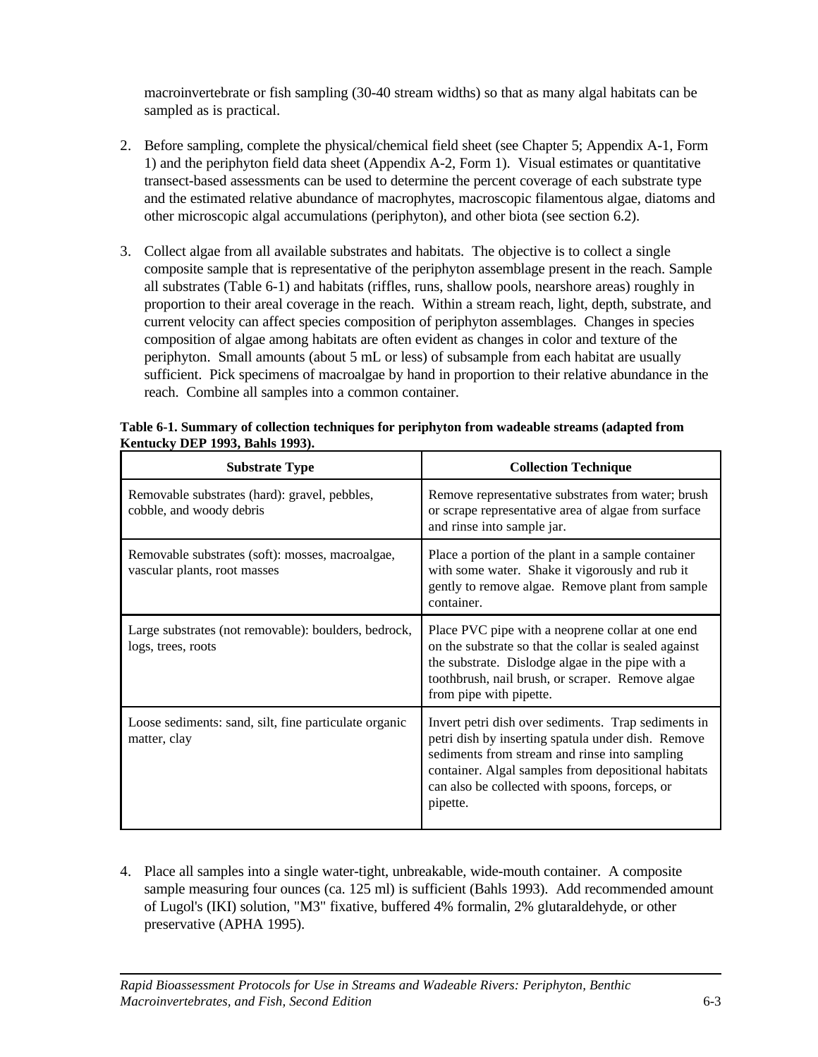macroinvertebrate or fish sampling (30-40 stream widths) so that as many algal habitats can be sampled as is practical.

2. Before sampling, complete the physical/chemical field sheet (see Chapter 5; Appendix A-1, Form 1) and the periphyton field data sheet (Appendix A-2, Form 1). Visual estimates or quantitative transect-based assessments can be used to determine the percent coverage of each substrate type and the estimated relative abundance of macrophytes, macroscopic filamentous algae, diatoms and other microscopic algal accumulations (periphyton), and other biota (see section 6.2).

3. Collect algae from all available substrates and habitats. The objective is to collect a single composite sample that is representative of the periphyton assemblage present in the reach. Sample all substrates (Table 6-1) and habitats (riffles, runs, shallow pools, nearshore areas) roughly in proportion to their areal coverage in the reach. Within a stream reach, light, depth, substrate, and current velocity can affect species composition of periphyton assemblages. Changes in species composition of algae among habitats are often evident as changes in color and texture of the periphyton. Small amounts (about 5 mL or less) of subsample from each habitat are usually sufficient. Pick specimens of macroalgae by hand in proportion to their relative abundance in the reach. Combine all samples into a common container.

**Table 6-1. Summary of collection techniques for periphyton from wadeable streams (adapted from Kentucky DEP 1993, Bahls 1993).**

| Substrate Type | Collection Technique |
|---|---|
| Removable substrates (hard): gravel, pebbles, cobble, and woody debris | Remove representative substrates from water; brush or scrape representative area of algae from surface and rinse into sample jar. |
| Removable substrates (soft): mosses, macroalgae, vascular plants, root masses | Place a portion of the plant in a sample container with some water. Shake it vigorously and rub it gently to remove algae. Remove plant from sample container. |
| Large substrates (not removable): boulders, bedrock, logs, trees, roots | Place PVC pipe with a neoprene collar at one end on the substrate so that the collar is sealed against the substrate. Dislodge algae in the pipe with a toothbrush, nail brush, or scraper. Remove algae from pipe with pipette. |
| Loose sediments: sand, silt, fine particulate organic matter, clay | Invert petri dish over sediments. Trap sediments in petri dish by inserting spatula under dish. Remove sediments from stream and rinse into sampling container. Algal samples from depositional habitats can also be collected with spoons, forceps, or pipette. |

4. Place all samples into a single water-tight, unbreakable, wide-mouth container. A composite sample measuring four ounces (ca. 125 ml) is sufficient (Bahls 1993). Add recommended amount of Lugol's (IKI) solution, "M3" fixative, buffered 4% formalin, 2% glutaraldehyde, or other preservative (APHA 1995).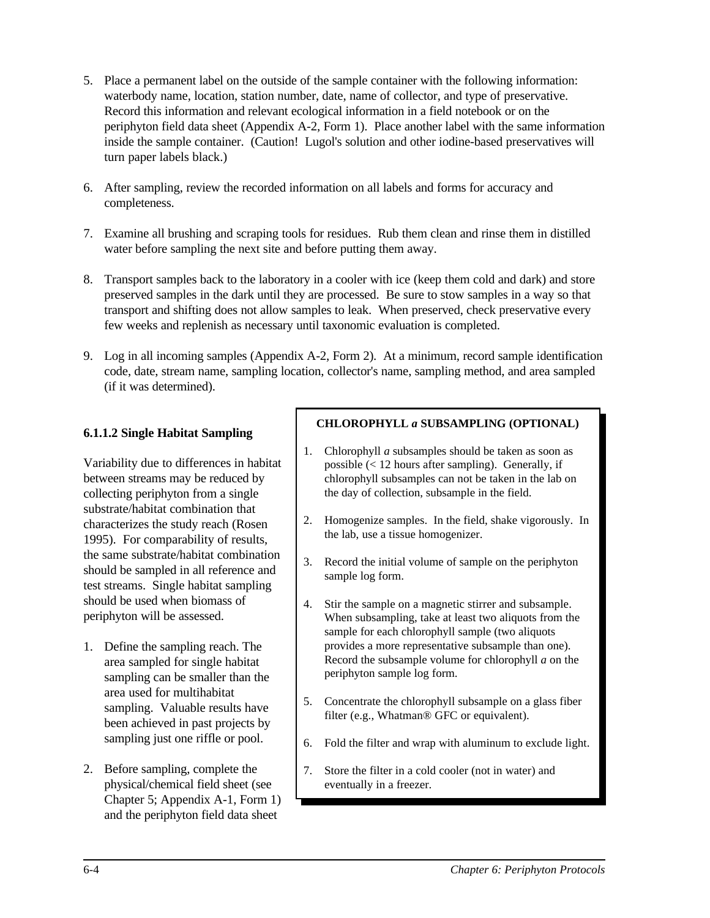5. Place a permanent label on the outside of the sample container with the following information: waterbody name, location, station number, date, name of collector, and type of preservative. Record this information and relevant ecological information in a field notebook or on the periphyton field data sheet (Appendix A-2, Form 1). Place another label with the same information inside the sample container. (Caution! Lugol's solution and other iodine-based preservatives will turn paper labels black.)

6. After sampling, review the recorded information on all labels and forms for accuracy and completeness.

7. Examine all brushing and scraping tools for residues. Rub them clean and rinse them in distilled water before sampling the next site and before putting them away.

8. Transport samples back to the laboratory in a cooler with ice (keep them cold and dark) and store preserved samples in the dark until they are processed. Be sure to stow samples in a way so that transport and shifting does not allow samples to leak. When preserved, check preservative every few weeks and replenish as necessary until taxonomic evaluation is completed.

9. Log in all incoming samples (Appendix A-2, Form 2). At a minimum, record sample identification code, date, stream name, sampling location, collector's name, sampling method, and area sampled (if it was determined).

### 6.1.1.2 Single Habitat Sampling

Variability due to differences in habitat between streams may be reduced by collecting periphyton from a single substrate/habitat combination that characterizes the study reach (Rosen 1995). For comparability of results, the same substrate/habitat combination should be sampled in all reference and test streams. Single habitat sampling should be used when biomass of periphyton will be assessed.

1. Define the sampling reach. The area sampled for single habitat sampling can be smaller than the area used for multihabitat sampling. Valuable results have been achieved in past projects by sampling just one riffle or pool.

2. Before sampling, complete the physical/chemical field sheet (see Chapter 5; Appendix A-1, Form 1) and the periphyton field data sheet

**CHLOROPHYLL *a* SUBSAMPLING (OPTIONAL)**

1. Chlorophyll *a* subsamples should be taken as soon as possible (< 12 hours after sampling). Generally, if chlorophyll subsamples can not be taken in the lab on the day of collection, subsample in the field.

2. Homogenize samples. In the field, shake vigorously. In the lab, use a tissue homogenizer.

3. Record the initial volume of sample on the periphyton sample log form.

4. Stir the sample on a magnetic stirrer and subsample. When subsampling, take at least two aliquots from the sample for each chlorophyll sample (two aliquots provides a more representative subsample than one). Record the subsample volume for chlorophyll *a* on the periphyton sample log form.

5. Concentrate the chlorophyll subsample on a glass fiber filter (e.g., Whatman® GFC or equivalent).

6. Fold the filter and wrap with aluminum to exclude light.

7. Store the filter in a cold cooler (not in water) and eventually in a freezer.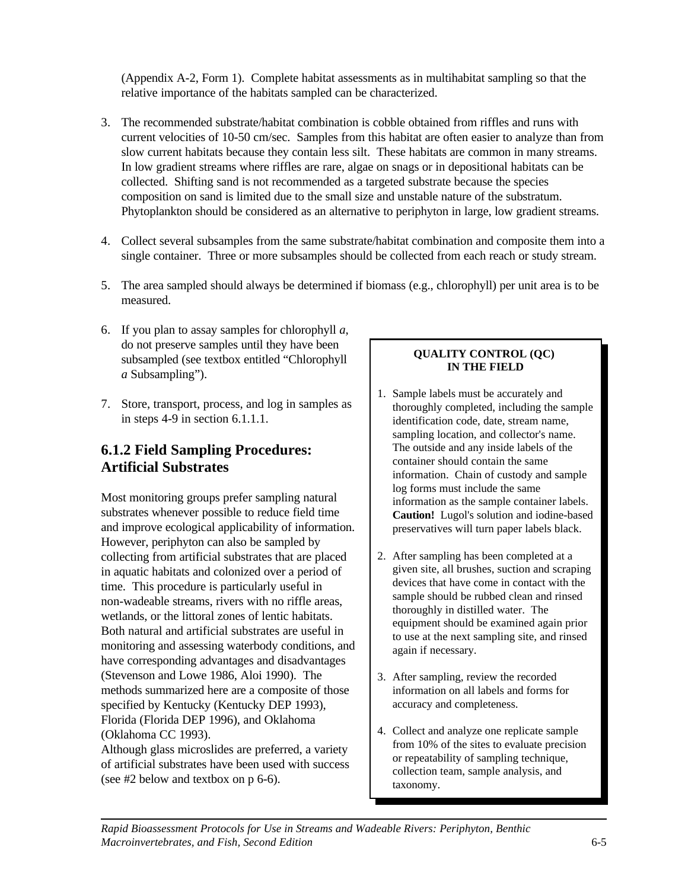(Appendix A-2, Form 1). Complete habitat assessments as in multihabitat sampling so that the relative importance of the habitats sampled can be characterized.

3. The recommended substrate/habitat combination is cobble obtained from riffles and runs with current velocities of 10-50 cm/sec. Samples from this habitat are often easier to analyze than from slow current habitats because they contain less silt. These habitats are common in many streams. In low gradient streams where riffles are rare, algae on snags or in depositional habitats can be collected. Shifting sand is not recommended as a targeted substrate because the species composition on sand is limited due to the small size and unstable nature of the substratum. Phytoplankton should be considered as an alternative to periphyton in large, low gradient streams.

4. Collect several subsamples from the same substrate/habitat combination and composite them into a single container. Three or more subsamples should be collected from each reach or study stream.

5. The area sampled should always be determined if biomass (e.g., chlorophyll) per unit area is to be measured.

6. If you plan to assay samples for chlorophyll *a*, do not preserve samples until they have been subsampled (see textbox entitled "Chlorophyll *a* Subsampling").

7. Store, transport, process, and log in samples as in steps 4-9 in section 6.1.1.1.

## 6.1.2 Field Sampling Procedures: Artificial Substrates

Most monitoring groups prefer sampling natural substrates whenever possible to reduce field time and improve ecological applicability of information. However, periphyton can also be sampled by collecting from artificial substrates that are placed in aquatic habitats and colonized over a period of time. This procedure is particularly useful in non-wadeable streams, rivers with no riffle areas, wetlands, or the littoral zones of lentic habitats. Both natural and artificial substrates are useful in monitoring and assessing waterbody conditions, and have corresponding advantages and disadvantages (Stevenson and Lowe 1986, Aloi 1990). The methods summarized here are a composite of those specified by Kentucky (Kentucky DEP 1993), Florida (Florida DEP 1996), and Oklahoma (Oklahoma CC 1993).
Although glass microslides are preferred, a variety of artificial substrates have been used with success (see #2 below and textbox on p 6-6).

**QUALITY CONTROL (QC) IN THE FIELD**

1. Sample labels must be accurately and thoroughly completed, including the sample identification code, date, stream name, sampling location, and collector's name. The outside and any inside labels of the container should contain the same information. Chain of custody and sample log forms must include the same information as the sample container labels. **Caution!** Lugol's solution and iodine-based preservatives will turn paper labels black.

2. After sampling has been completed at a given site, all brushes, suction and scraping devices that have come in contact with the sample should be rubbed clean and rinsed thoroughly in distilled water. The equipment should be examined again prior to use at the next sampling site, and rinsed again if necessary.

3. After sampling, review the recorded information on all labels and forms for accuracy and completeness.

4. Collect and analyze one replicate sample from 10% of the sites to evaluate precision or repeatability of sampling technique, collection team, sample analysis, and taxonomy.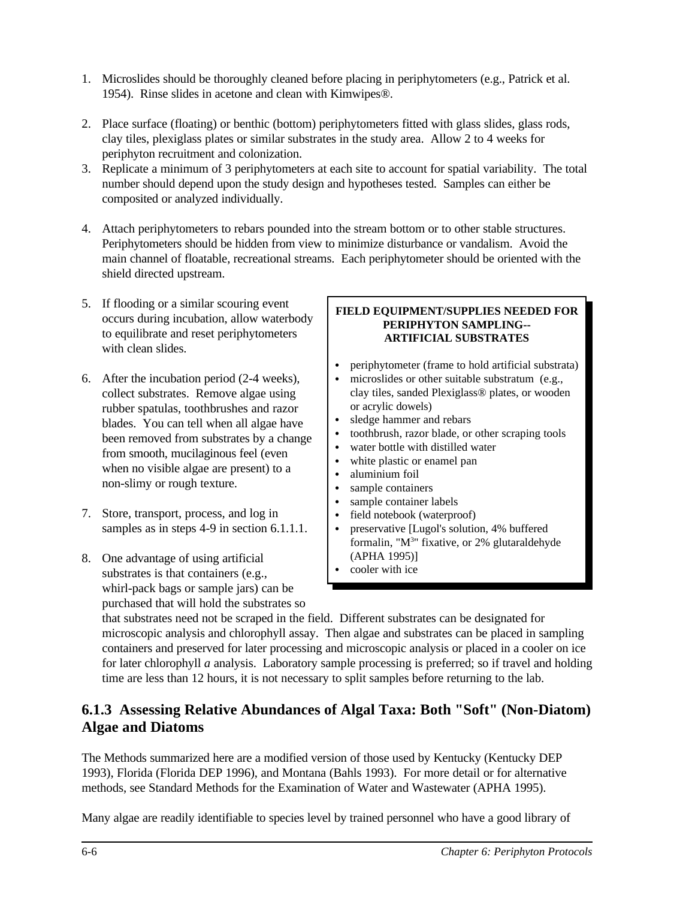1. Microslides should be thoroughly cleaned before placing in periphytometers (e.g., Patrick et al. 1954). Rinse slides in acetone and clean with Kimwipes®.

2. Place surface (floating) or benthic (bottom) periphytometers fitted with glass slides, glass rods, clay tiles, plexiglass plates or similar substrates in the study area. Allow 2 to 4 weeks for periphyton recruitment and colonization.

3. Replicate a minimum of 3 periphytometers at each site to account for spatial variability. The total number should depend upon the study design and hypotheses tested. Samples can either be composited or analyzed individually.

4. Attach periphytometers to rebars pounded into the stream bottom or to other stable structures. Periphytometers should be hidden from view to minimize disturbance or vandalism. Avoid the main channel of floatable, recreational streams. Each periphytometer should be oriented with the shield directed upstream.

5. If flooding or a similar scouring event occurs during incubation, allow waterbody to equilibrate and reset periphytometers with clean slides.

6. After the incubation period (2-4 weeks), collect substrates. Remove algae using rubber spatulas, toothbrushes and razor blades. You can tell when all algae have been removed from substrates by a change from smooth, mucilaginous feel (even when no visible algae are present) to a non-slimy or rough texture.

7. Store, transport, process, and log in samples as in steps 4-9 in section 6.1.1.1.

8. One advantage of using artificial substrates is that containers (e.g., whirl-pack bags or sample jars) can be purchased that will hold the substrates so that substrates need not be scraped in the field. Different substrates can be designated for microscopic analysis and chlorophyll assay. Then algae and substrates can be placed in sampling containers and preserved for later processing and microscopic analysis or placed in a cooler on ice for later chlorophyll *a* analysis. Laboratory sample processing is preferred; so if travel and holding time are less than 12 hours, it is not necessary to split samples before returning to the lab.

**FIELD EQUIPMENT/SUPPLIES NEEDED FOR PERIPHYTON SAMPLING-- ARTIFICIAL SUBSTRATES**

- periphytometer (frame to hold artificial substrata)
- microslides or other suitable substratum (e.g., clay tiles, sanded Plexiglass® plates, or wooden or acrylic dowels)
- sledge hammer and rebars
- toothbrush, razor blade, or other scraping tools
- water bottle with distilled water
- white plastic or enamel pan
- aluminium foil
- sample containers
- sample container labels
- field notebook (waterproof)
- preservative [Lugol's solution, 4% buffered formalin, "$M^3$" fixative, or 2% glutaraldehyde (APHA 1995)]
- cooler with ice

## 6.1.3 Assessing Relative Abundances of Algal Taxa: Both "Soft" (Non-Diatom) Algae and Diatoms

The Methods summarized here are a modified version of those used by Kentucky (Kentucky DEP 1993), Florida (Florida DEP 1996), and Montana (Bahls 1993). For more detail or for alternative methods, see Standard Methods for the Examination of Water and Wastewater (APHA 1995).

Many algae are readily identifiable to species level by trained personnel who have a good library of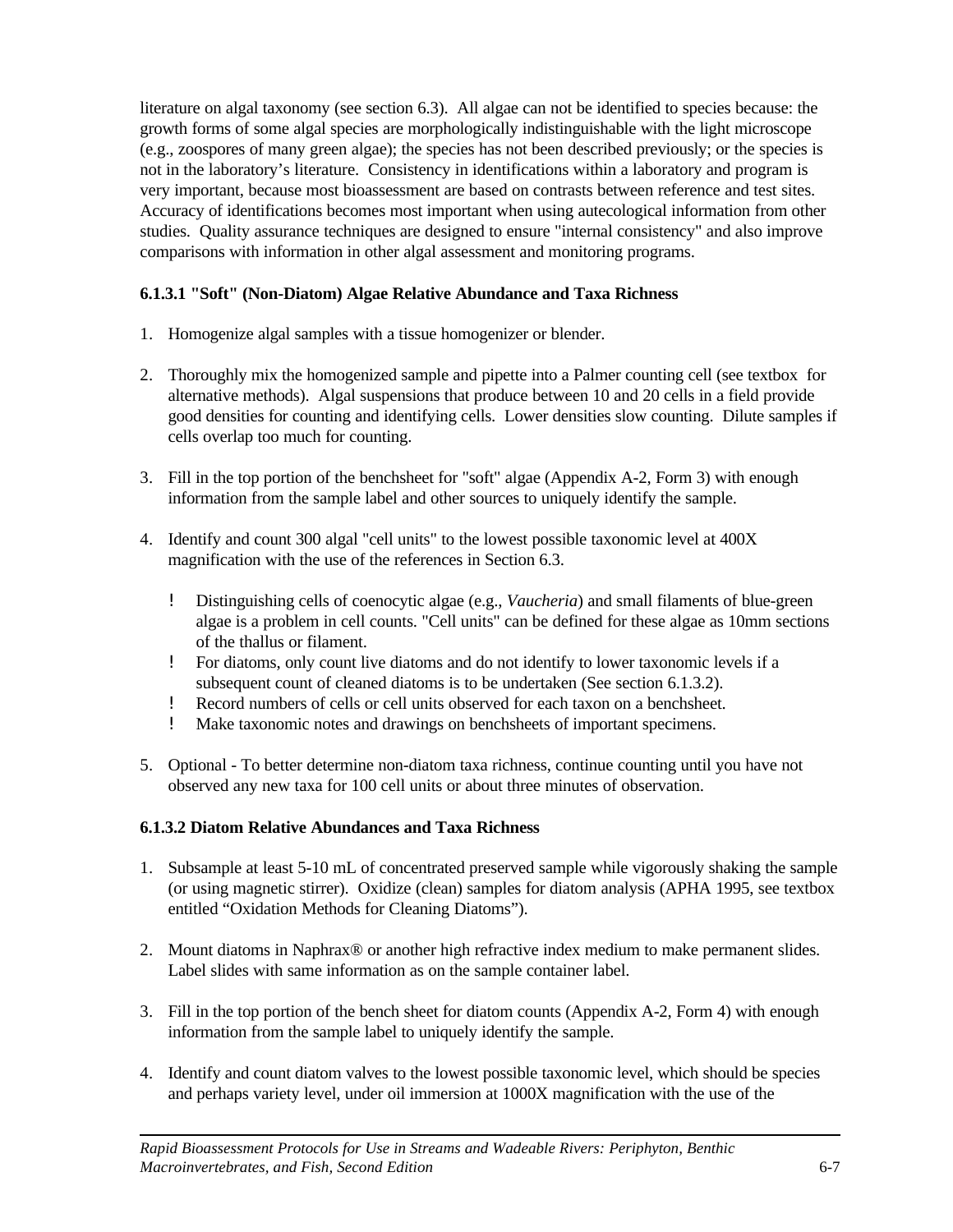literature on algal taxonomy (see section 6.3). All algae can not be identified to species because: the growth forms of some algal species are morphologically indistinguishable with the light microscope (e.g., zoospores of many green algae); the species has not been described previously; or the species is not in the laboratory's literature. Consistency in identifications within a laboratory and program is very important, because most bioassessment are based on contrasts between reference and test sites. Accuracy of identifications becomes most important when using autecological information from other studies. Quality assurance techniques are designed to ensure "internal consistency" and also improve comparisons with information in other algal assessment and monitoring programs.

**6.1.3.1 "Soft" (Non-Diatom) Algae Relative Abundance and Taxa Richness**

1. Homogenize algal samples with a tissue homogenizer or blender.

2. Thoroughly mix the homogenized sample and pipette into a Palmer counting cell (see textbox for alternative methods). Algal suspensions that produce between 10 and 20 cells in a field provide good densities for counting and identifying cells. Lower densities slow counting. Dilute samples if cells overlap too much for counting.

3. Fill in the top portion of the benchsheet for "soft" algae (Appendix A-2, Form 3) with enough information from the sample label and other sources to uniquely identify the sample.

4. Identify and count 300 algal "cell units" to the lowest possible taxonomic level at 400X magnification with the use of the references in Section 6.3.

   - Distinguishing cells of coenocytic algae (e.g., *Vaucheria*) and small filaments of blue-green algae is a problem in cell counts. "Cell units" can be defined for these algae as 10mm sections of the thallus or filament.
   - For diatoms, only count live diatoms and do not identify to lower taxonomic levels if a subsequent count of cleaned diatoms is to be undertaken (See section 6.1.3.2).
   - Record numbers of cells or cell units observed for each taxon on a benchsheet.
   - Make taxonomic notes and drawings on benchsheets of important specimens.

5. Optional - To better determine non-diatom taxa richness, continue counting until you have not observed any new taxa for 100 cell units or about three minutes of observation.

**6.1.3.2 Diatom Relative Abundances and Taxa Richness**

1. Subsample at least 5-10 mL of concentrated preserved sample while vigorously shaking the sample (or using magnetic stirrer). Oxidize (clean) samples for diatom analysis (APHA 1995, see textbox entitled "Oxidation Methods for Cleaning Diatoms").

2. Mount diatoms in Naphrax® or another high refractive index medium to make permanent slides. Label slides with same information as on the sample container label.

3. Fill in the top portion of the bench sheet for diatom counts (Appendix A-2, Form 4) with enough information from the sample label to uniquely identify the sample.

4. Identify and count diatom valves to the lowest possible taxonomic level, which should be species and perhaps variety level, under oil immersion at 1000X magnification with the use of the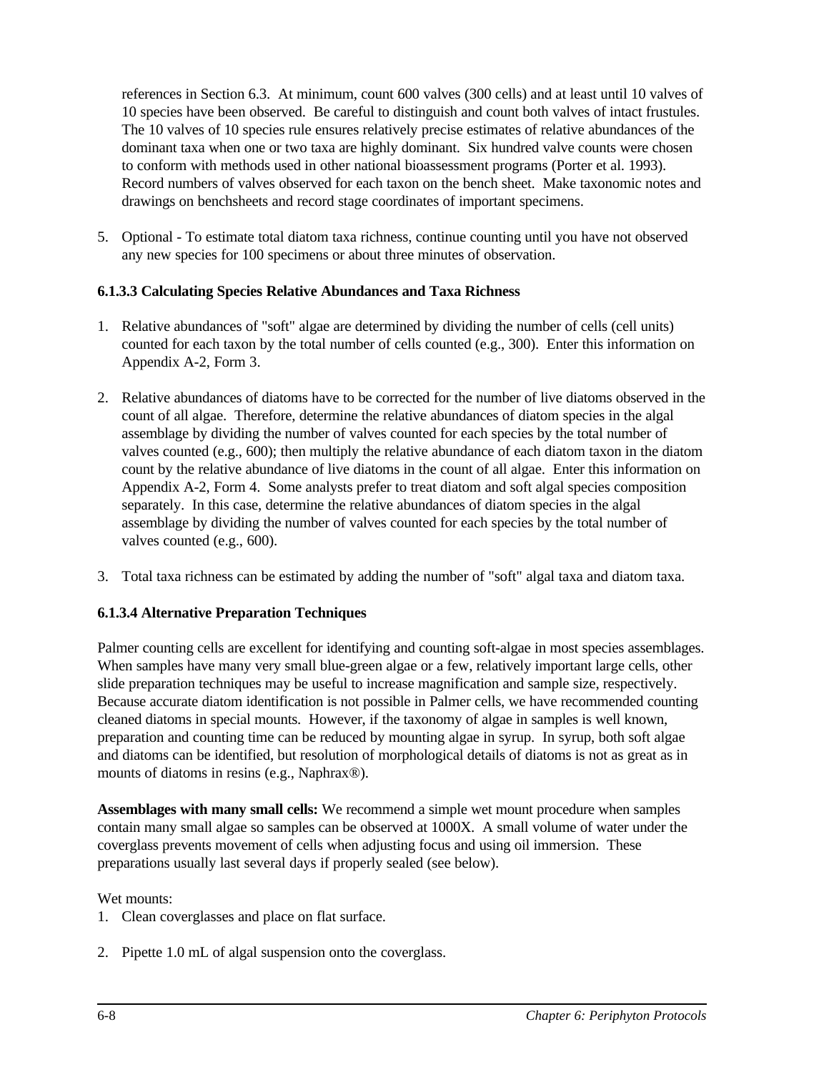references in Section 6.3. At minimum, count 600 valves (300 cells) and at least until 10 valves of 10 species have been observed. Be careful to distinguish and count both valves of intact frustules. The 10 valves of 10 species rule ensures relatively precise estimates of relative abundances of the dominant taxa when one or two taxa are highly dominant. Six hundred valve counts were chosen to conform with methods used in other national bioassessment programs (Porter et al. 1993). Record numbers of valves observed for each taxon on the bench sheet. Make taxonomic notes and drawings on benchsheets and record stage coordinates of important specimens.

5. Optional - To estimate total diatom taxa richness, continue counting until you have not observed any new species for 100 specimens or about three minutes of observation.

### 6.1.3.3 Calculating Species Relative Abundances and Taxa Richness

1. Relative abundances of "soft" algae are determined by dividing the number of cells (cell units) counted for each taxon by the total number of cells counted (e.g., 300). Enter this information on Appendix A-2, Form 3.

2. Relative abundances of diatoms have to be corrected for the number of live diatoms observed in the count of all algae. Therefore, determine the relative abundances of diatom species in the algal assemblage by dividing the number of valves counted for each species by the total number of valves counted (e.g., 600); then multiply the relative abundance of each diatom taxon in the diatom count by the relative abundance of live diatoms in the count of all algae. Enter this information on Appendix A-2, Form 4. Some analysts prefer to treat diatom and soft algal species composition separately. In this case, determine the relative abundances of diatom species in the algal assemblage by dividing the number of valves counted for each species by the total number of valves counted (e.g., 600).

3. Total taxa richness can be estimated by adding the number of "soft" algal taxa and diatom taxa.

### 6.1.3.4 Alternative Preparation Techniques

Palmer counting cells are excellent for identifying and counting soft-algae in most species assemblages. When samples have many very small blue-green algae or a few, relatively important large cells, other slide preparation techniques may be useful to increase magnification and sample size, respectively. Because accurate diatom identification is not possible in Palmer cells, we have recommended counting cleaned diatoms in special mounts. However, if the taxonomy of algae in samples is well known, preparation and counting time can be reduced by mounting algae in syrup. In syrup, both soft algae and diatoms can be identified, but resolution of morphological details of diatoms is not as great as in mounts of diatoms in resins (e.g., Naphrax®).

**Assemblages with many small cells:** We recommend a simple wet mount procedure when samples contain many small algae so samples can be observed at 1000X. A small volume of water under the coverglass prevents movement of cells when adjusting focus and using oil immersion. These preparations usually last several days if properly sealed (see below).

Wet mounts:

1. Clean coverglasses and place on flat surface.

2. Pipette 1.0 mL of algal suspension onto the coverglass.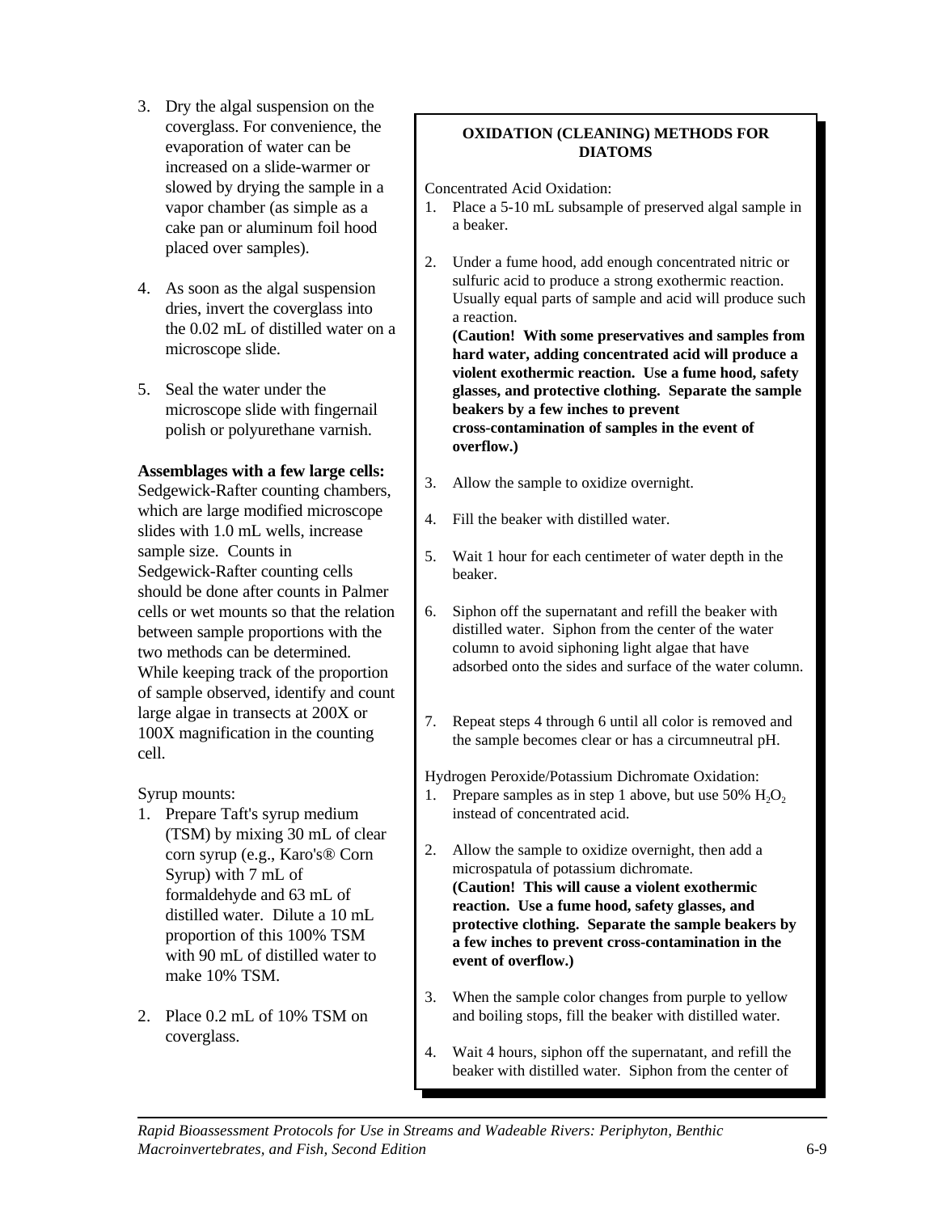3. Dry the algal suspension on the coverglass. For convenience, the evaporation of water can be increased on a slide-warmer or slowed by drying the sample in a vapor chamber (as simple as a cake pan or aluminum foil hood placed over samples).

4. As soon as the algal suspension dries, invert the coverglass into the 0.02 mL of distilled water on a microscope slide.

5. Seal the water under the microscope slide with fingernail polish or polyurethane varnish.

**Assemblages with a few large cells:** Sedgewick-Rafter counting chambers, which are large modified microscope slides with 1.0 mL wells, increase sample size. Counts in Sedgewick-Rafter counting cells should be done after counts in Palmer cells or wet mounts so that the relation between sample proportions with the two methods can be determined. While keeping track of the proportion of sample observed, identify and count large algae in transects at 200X or 100X magnification in the counting cell.

Syrup mounts:

1. Prepare Taft's syrup medium (TSM) by mixing 30 mL of clear corn syrup (e.g., Karo's® Corn Syrup) with 7 mL of formaldehyde and 63 mL of distilled water. Dilute a 10 mL proportion of this 100% TSM with 90 mL of distilled water to make 10% TSM.

2. Place 0.2 mL of 10% TSM on coverglass.

**OXIDATION (CLEANING) METHODS FOR DIATOMS**

Concentrated Acid Oxidation:

1. Place a 5-10 mL subsample of preserved algal sample in a beaker.

2. Under a fume hood, add enough concentrated nitric or sulfuric acid to produce a strong exothermic reaction. Usually equal parts of sample and acid will produce such a reaction.
**(Caution! With some preservatives and samples from hard water, adding concentrated acid will produce a violent exothermic reaction. Use a fume hood, safety glasses, and protective clothing. Separate the sample beakers by a few inches to prevent cross-contamination of samples in the event of overflow.)**

3. Allow the sample to oxidize overnight.

4. Fill the beaker with distilled water.

5. Wait 1 hour for each centimeter of water depth in the beaker.

6. Siphon off the supernatant and refill the beaker with distilled water. Siphon from the center of the water column to avoid siphoning light algae that have adsorbed onto the sides and surface of the water column.

7. Repeat steps 4 through 6 until all color is removed and the sample becomes clear or has a circumneutral pH.

Hydrogen Peroxide/Potassium Dichromate Oxidation:

1. Prepare samples as in step 1 above, but use 50% $H_2O_2$ instead of concentrated acid.

2. Allow the sample to oxidize overnight, then add a microspatula of potassium dichromate.
**(Caution! This will cause a violent exothermic reaction. Use a fume hood, safety glasses, and protective clothing. Separate the sample beakers by a few inches to prevent cross-contamination in the event of overflow.)**

3. When the sample color changes from purple to yellow and boiling stops, fill the beaker with distilled water.

4. Wait 4 hours, siphon off the supernatant, and refill the beaker with distilled water. Siphon from the center of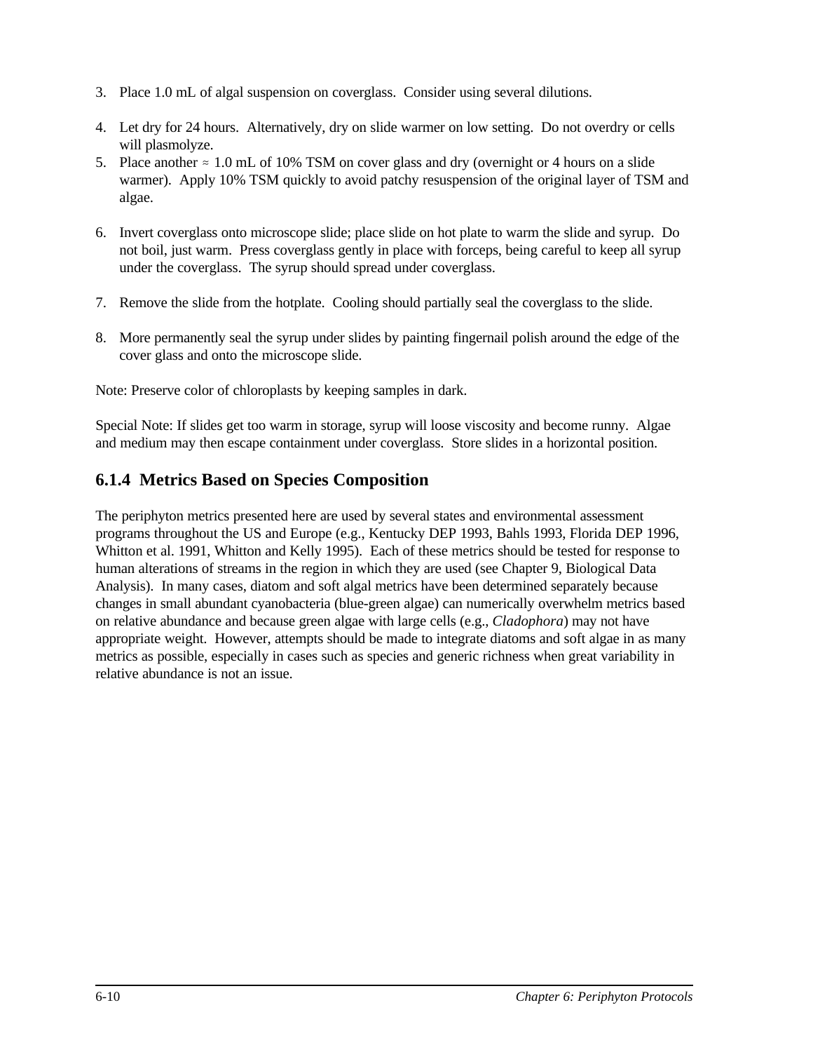3. Place 1.0 mL of algal suspension on coverglass. Consider using several dilutions.

4. Let dry for 24 hours. Alternatively, dry on slide warmer on low setting. Do not overdry or cells will plasmolyze.
5. Place another ≈ 1.0 mL of 10% TSM on cover glass and dry (overnight or 4 hours on a slide warmer). Apply 10% TSM quickly to avoid patchy resuspension of the original layer of TSM and algae.

6. Invert coverglass onto microscope slide; place slide on hot plate to warm the slide and syrup. Do not boil, just warm. Press coverglass gently in place with forceps, being careful to keep all syrup under the coverglass. The syrup should spread under coverglass.

7. Remove the slide from the hotplate. Cooling should partially seal the coverglass to the slide.

8. More permanently seal the syrup under slides by painting fingernail polish around the edge of the cover glass and onto the microscope slide.

Note: Preserve color of chloroplasts by keeping samples in dark.

Special Note: If slides get too warm in storage, syrup will loose viscosity and become runny. Algae and medium may then escape containment under coverglass. Store slides in a horizontal position.

### 6.1.4 Metrics Based on Species Composition

The periphyton metrics presented here are used by several states and environmental assessment programs throughout the US and Europe (e.g., Kentucky DEP 1993, Bahls 1993, Florida DEP 1996, Whitton et al. 1991, Whitton and Kelly 1995). Each of these metrics should be tested for response to human alterations of streams in the region in which they are used (see Chapter 9, Biological Data Analysis). In many cases, diatom and soft algal metrics have been determined separately because changes in small abundant cyanobacteria (blue-green algae) can numerically overwhelm metrics based on relative abundance and because green algae with large cells (e.g., *Cladophora*) may not have appropriate weight. However, attempts should be made to integrate diatoms and soft algae in as many metrics as possible, especially in cases such as species and generic richness when great variability in relative abundance is not an issue.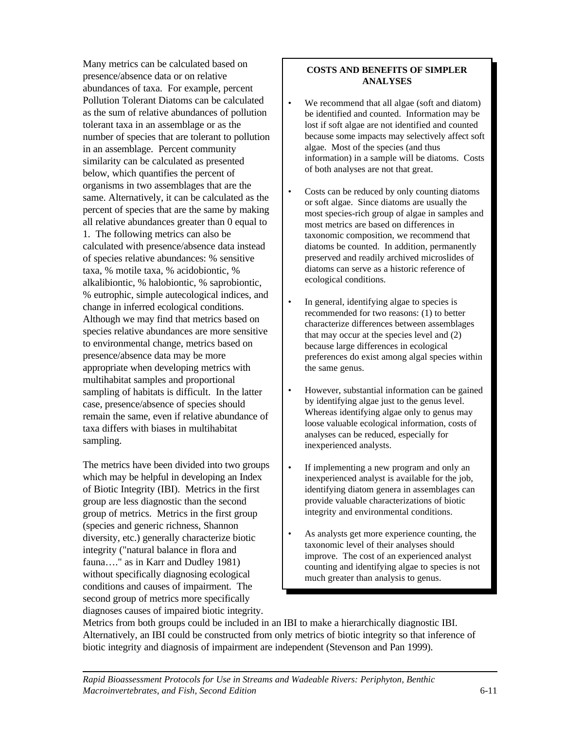Many metrics can be calculated based on presence/absence data or on relative abundances of taxa. For example, percent Pollution Tolerant Diatoms can be calculated as the sum of relative abundances of pollution tolerant taxa in an assemblage or as the number of species that are tolerant to pollution in an assemblage. Percent community similarity can be calculated as presented below, which quantifies the percent of organisms in two assemblages that are the same. Alternatively, it can be calculated as the percent of species that are the same by making all relative abundances greater than 0 equal to 1. The following metrics can also be calculated with presence/absence data instead of species relative abundances: % sensitive taxa, % motile taxa, % acidobiontic, % alkalibiontic, % halobiontic, % saprobiontic, % eutrophic, simple autecological indices, and change in inferred ecological conditions. Although we may find that metrics based on species relative abundances are more sensitive to environmental change, metrics based on presence/absence data may be more appropriate when developing metrics with multihabitat samples and proportional sampling of habitats is difficult. In the latter case, presence/absence of species should remain the same, even if relative abundance of taxa differs with biases in multihabitat sampling.

The metrics have been divided into two groups which may be helpful in developing an Index of Biotic Integrity (IBI). Metrics in the first group are less diagnostic than the second group of metrics. Metrics in the first group (species and generic richness, Shannon diversity, etc.) generally characterize biotic integrity ("natural balance in flora and fauna…." as in Karr and Dudley 1981) without specifically diagnosing ecological conditions and causes of impairment. The second group of metrics more specifically diagnoses causes of impaired biotic integrity. Metrics from both groups could be included in an IBI to make a hierarchically diagnostic IBI. Alternatively, an IBI could be constructed from only metrics of biotic integrity so that inference of biotic integrity and diagnosis of impairment are independent (Stevenson and Pan 1999).

**COSTS AND BENEFITS OF SIMPLER ANALYSES**

- We recommend that all algae (soft and diatom) be identified and counted. Information may be lost if soft algae are not identified and counted because some impacts may selectively affect soft algae. Most of the species (and thus information) in a sample will be diatoms. Costs of both analyses are not that great.
- Costs can be reduced by only counting diatoms or soft algae. Since diatoms are usually the most species-rich group of algae in samples and most metrics are based on differences in taxonomic composition, we recommend that diatoms be counted. In addition, permanently preserved and readily archived microslides of diatoms can serve as a historic reference of ecological conditions.
- In general, identifying algae to species is recommended for two reasons: (1) to better characterize differences between assemblages that may occur at the species level and (2) because large differences in ecological preferences do exist among algal species within the same genus.
- However, substantial information can be gained by identifying algae just to the genus level. Whereas identifying algae only to genus may loose valuable ecological information, costs of analyses can be reduced, especially for inexperienced analysts.
- If implementing a new program and only an inexperienced analyst is available for the job, identifying diatom genera in assemblages can provide valuable characterizations of biotic integrity and environmental conditions.
- As analysts get more experience counting, the taxonomic level of their analyses should improve. The cost of an experienced analyst counting and identifying algae to species is not much greater than analysis to genus.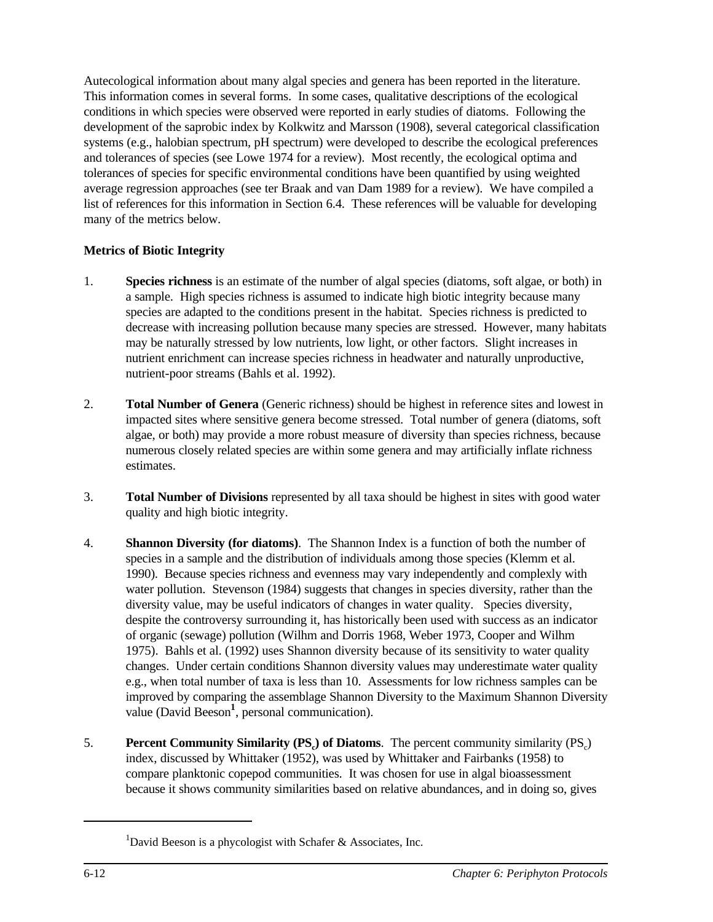Autecological information about many algal species and genera has been reported in the literature. This information comes in several forms. In some cases, qualitative descriptions of the ecological conditions in which species were observed were reported in early studies of diatoms. Following the development of the saprobic index by Kolkwitz and Marsson (1908), several categorical classification systems (e.g., halobian spectrum, pH spectrum) were developed to describe the ecological preferences and tolerances of species (see Lowe 1974 for a review). Most recently, the ecological optima and tolerances of species for specific environmental conditions have been quantified by using weighted average regression approaches (see ter Braak and van Dam 1989 for a review). We have compiled a list of references for this information in Section 6.4. These references will be valuable for developing many of the metrics below.

**Metrics of Biotic Integrity**

1. **Species richness** is an estimate of the number of algal species (diatoms, soft algae, or both) in a sample. High species richness is assumed to indicate high biotic integrity because many species are adapted to the conditions present in the habitat. Species richness is predicted to decrease with increasing pollution because many species are stressed. However, many habitats may be naturally stressed by low nutrients, low light, or other factors. Slight increases in nutrient enrichment can increase species richness in headwater and naturally unproductive, nutrient-poor streams (Bahls et al. 1992).

2. **Total Number of Genera** (Generic richness) should be highest in reference sites and lowest in impacted sites where sensitive genera become stressed. Total number of genera (diatoms, soft algae, or both) may provide a more robust measure of diversity than species richness, because numerous closely related species are within some genera and may artificially inflate richness estimates.

3. **Total Number of Divisions** represented by all taxa should be highest in sites with good water quality and high biotic integrity.

4. **Shannon Diversity (for diatoms)**. The Shannon Index is a function of both the number of species in a sample and the distribution of individuals among those species (Klemm et al. 1990). Because species richness and evenness may vary independently and complexly with water pollution. Stevenson (1984) suggests that changes in species diversity, rather than the diversity value, may be useful indicators of changes in water quality. Species diversity, despite the controversy surrounding it, has historically been used with success as an indicator of organic (sewage) pollution (Wilhm and Dorris 1968, Weber 1973, Cooper and Wilhm 1975). Bahls et al. (1992) uses Shannon diversity because of its sensitivity to water quality changes. Under certain conditions Shannon diversity values may underestimate water quality e.g., when total number of taxa is less than 10. Assessments for low richness samples can be improved by comparing the assemblage Shannon Diversity to the Maximum Shannon Diversity value (David Beeson[1], personal communication).

5. **Percent Community Similarity ($PS_c$) of Diatoms**. The percent community similarity ($PS_c$) index, discussed by Whittaker (1952), was used by Whittaker and Fairbanks (1958) to compare planktonic copepod communities. It was chosen for use in algal bioassessment because it shows community similarities based on relative abundances, and in doing so, gives

---

[1]David Beeson is a phycologist with Schafer & Associates, Inc.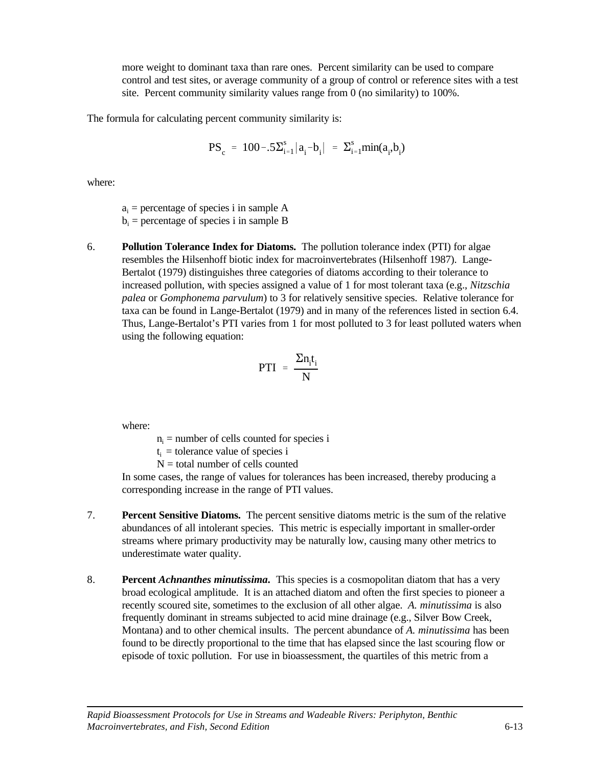more weight to dominant taxa than rare ones. Percent similarity can be used to compare control and test sites, or average community of a group of control or reference sites with a test site. Percent community similarity values range from 0 (no similarity) to 100%.

The formula for calculating percent community similarity is:

$$PS_c = 100 - .5\Sigma_{i=1}^{s}|a_i - b_i| = \Sigma_{i=1}^{s}\min(a_i,b_i)$$

where:

$a_i$ = percentage of species i in sample A
$b_i$ = percentage of species i in sample B

6. **Pollution Tolerance Index for Diatoms.** The pollution tolerance index (PTI) for algae resembles the Hilsenhoff biotic index for macroinvertebrates (Hilsenhoff 1987). Lange-Bertalot (1979) distinguishes three categories of diatoms according to their tolerance to increased pollution, with species assigned a value of 1 for most tolerant taxa (e.g., *Nitzschia palea* or *Gomphonema parvulum*) to 3 for relatively sensitive species. Relative tolerance for taxa can be found in Lange-Bertalot (1979) and in many of the references listed in section 6.4. Thus, Lange-Bertalot's PTI varies from 1 for most polluted to 3 for least polluted waters when using the following equation:

$$PTI = \frac{\Sigma n_i t_i}{N}$$

where:

$n_i$ = number of cells counted for species i
$t_i$ = tolerance value of species i
N = total number of cells counted

In some cases, the range of values for tolerances has been increased, thereby producing a corresponding increase in the range of PTI values.

7. **Percent Sensitive Diatoms.** The percent sensitive diatoms metric is the sum of the relative abundances of all intolerant species. This metric is especially important in smaller-order streams where primary productivity may be naturally low, causing many other metrics to underestimate water quality.

8. **Percent *Achnanthes minutissima*.** This species is a cosmopolitan diatom that has a very broad ecological amplitude. It is an attached diatom and often the first species to pioneer a recently scoured site, sometimes to the exclusion of all other algae. *A. minutissima* is also frequently dominant in streams subjected to acid mine drainage (e.g., Silver Bow Creek, Montana) and to other chemical insults. The percent abundance of *A. minutissima* has been found to be directly proportional to the time that has elapsed since the last scouring flow or episode of toxic pollution. For use in bioassessment, the quartiles of this metric from a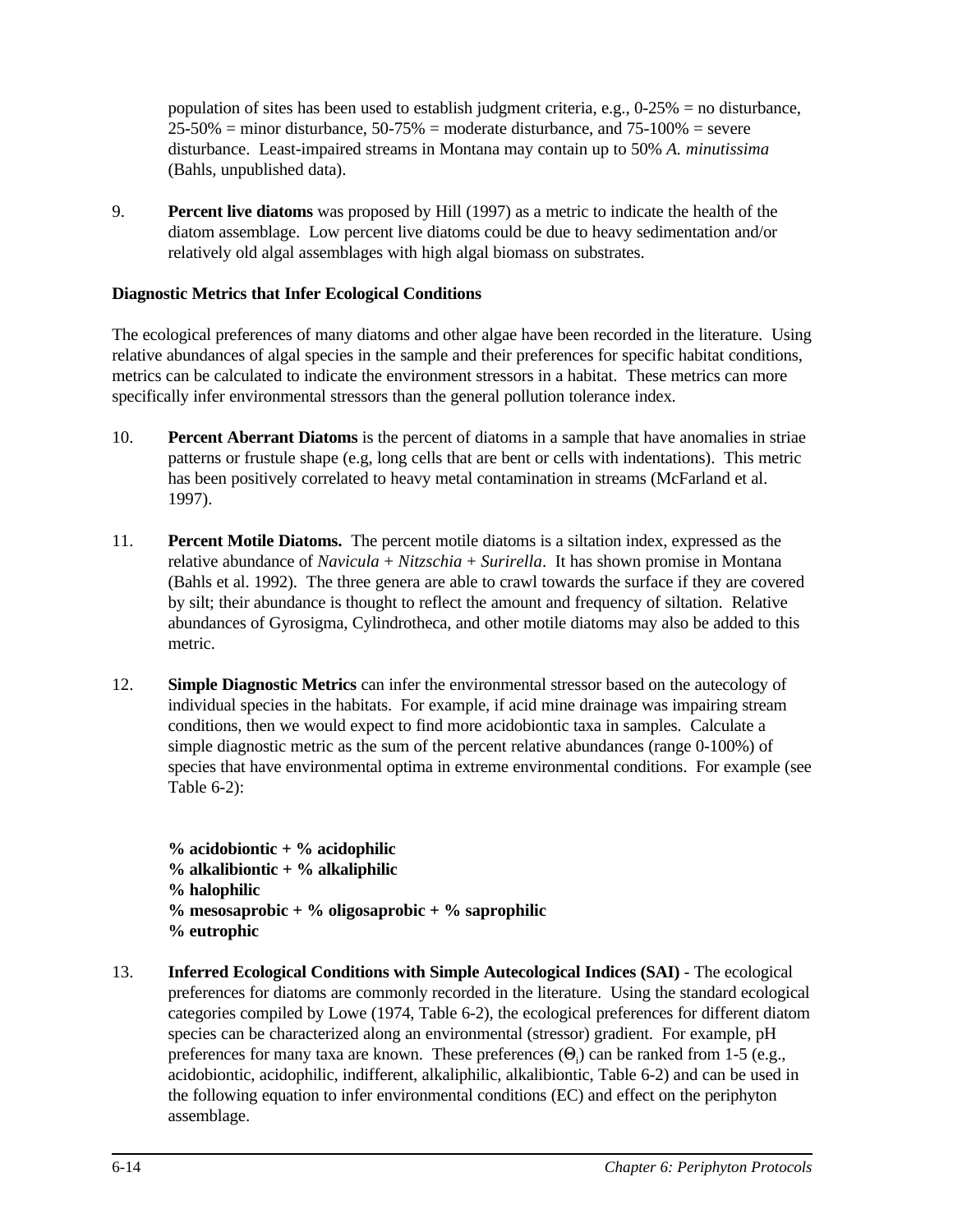population of sites has been used to establish judgment criteria, e.g., 0-25% = no disturbance, 25-50% = minor disturbance, 50-75% = moderate disturbance, and 75-100% = severe disturbance. Least-impaired streams in Montana may contain up to 50% *A. minutissima* (Bahls, unpublished data).

9. **Percent live diatoms** was proposed by Hill (1997) as a metric to indicate the health of the diatom assemblage. Low percent live diatoms could be due to heavy sedimentation and/or relatively old algal assemblages with high algal biomass on substrates.

**Diagnostic Metrics that Infer Ecological Conditions**

The ecological preferences of many diatoms and other algae have been recorded in the literature. Using relative abundances of algal species in the sample and their preferences for specific habitat conditions, metrics can be calculated to indicate the environment stressors in a habitat. These metrics can more specifically infer environmental stressors than the general pollution tolerance index.

10. **Percent Aberrant Diatoms** is the percent of diatoms in a sample that have anomalies in striae patterns or frustule shape (e.g, long cells that are bent or cells with indentations). This metric has been positively correlated to heavy metal contamination in streams (McFarland et al. 1997).

11. **Percent Motile Diatoms.** The percent motile diatoms is a siltation index, expressed as the relative abundance of *Navicula* + *Nitzschia* + *Surirella*. It has shown promise in Montana (Bahls et al. 1992). The three genera are able to crawl towards the surface if they are covered by silt; their abundance is thought to reflect the amount and frequency of siltation. Relative abundances of Gyrosigma, Cylindrotheca, and other motile diatoms may also be added to this metric.

12. **Simple Diagnostic Metrics** can infer the environmental stressor based on the autecology of individual species in the habitats. For example, if acid mine drainage was impairing stream conditions, then we would expect to find more acidobiontic taxa in samples. Calculate a simple diagnostic metric as the sum of the percent relative abundances (range 0-100%) of species that have environmental optima in extreme environmental conditions. For example (see Table 6-2):

    **% acidobiontic + % acidophilic**
    **% alkalibiontic + % alkaliphilic**
    **% halophilic**
    **% mesosaprobic + % oligosaprobic + % saprophilic**
    **% eutrophic**

13. **Inferred Ecological Conditions with Simple Autecological Indices (SAI)** - The ecological preferences for diatoms are commonly recorded in the literature. Using the standard ecological categories compiled by Lowe (1974, Table 6-2), the ecological preferences for different diatom species can be characterized along an environmental (stressor) gradient. For example, pH preferences for many taxa are known. These preferences ($\Theta_i$) can be ranked from 1-5 (e.g., acidobiontic, acidophilic, indifferent, alkaliphilic, alkalibiontic, Table 6-2) and can be used in the following equation to infer environmental conditions (EC) and effect on the periphyton assemblage.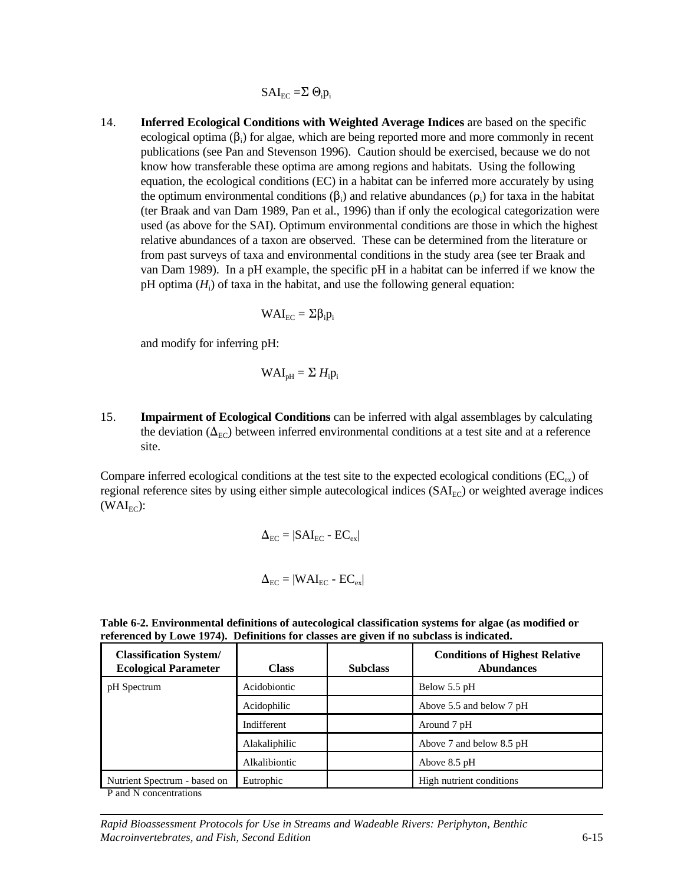$$SAI_{EC} = \Sigma\, \Theta_i p_i$$

14. **Inferred Ecological Conditions with Weighted Average Indices** are based on the specific ecological optima ($\beta_i$) for algae, which are being reported more and more commonly in recent publications (see Pan and Stevenson 1996). Caution should be exercised, because we do not know how transferable these optima are among regions and habitats. Using the following equation, the ecological conditions (EC) in a habitat can be inferred more accurately by using the optimum environmental conditions ($\beta_i$) and relative abundances ($\rho_i$) for taxa in the habitat (ter Braak and van Dam 1989, Pan et al., 1996) than if only the ecological categorization were used (as above for the SAI). Optimum environmental conditions are those in which the highest relative abundances of a taxon are observed. These can be determined from the literature or from past surveys of taxa and environmental conditions in the study area (see ter Braak and van Dam 1989). In a pH example, the specific pH in a habitat can be inferred if we know the pH optima ($H_i$) of taxa in the habitat, and use the following general equation:

$$WAI_{EC} = \Sigma \beta_i p_i$$

and modify for inferring pH:

$$WAI_{pH} = \Sigma\, H_i p_i$$

15. **Impairment of Ecological Conditions** can be inferred with algal assemblages by calculating the deviation ($\Delta_{EC}$) between inferred environmental conditions at a test site and at a reference site.

Compare inferred ecological conditions at the test site to the expected ecological conditions ($EC_{ex}$) of regional reference sites by using either simple autecological indices ($SAI_{EC}$) or weighted average indices ($WAI_{EC}$):

$$\Delta_{EC} = |SAI_{EC} - EC_{ex}|$$

$$\Delta_{EC} = |WAI_{EC} - EC_{ex}|$$

**Table 6-2. Environmental definitions of autecological classification systems for algae (as modified or referenced by Lowe 1974). Definitions for classes are given if no subclass is indicated.**

| Classification System/ Ecological Parameter | Class | Subclass | Conditions of Highest Relative Abundances |
|---|---|---|---|
| pH Spectrum | Acidobiontic | | Below 5.5 pH |
| | Acidophilic | | Above 5.5 and below 7 pH |
| | Indifferent | | Around 7 pH |
| | Alakaliphilic | | Above 7 and below 8.5 pH |
| | Alkalibiontic | | Above 8.5 pH |
| Nutrient Spectrum - based on P and N concentrations | Eutrophic | | High nutrient conditions |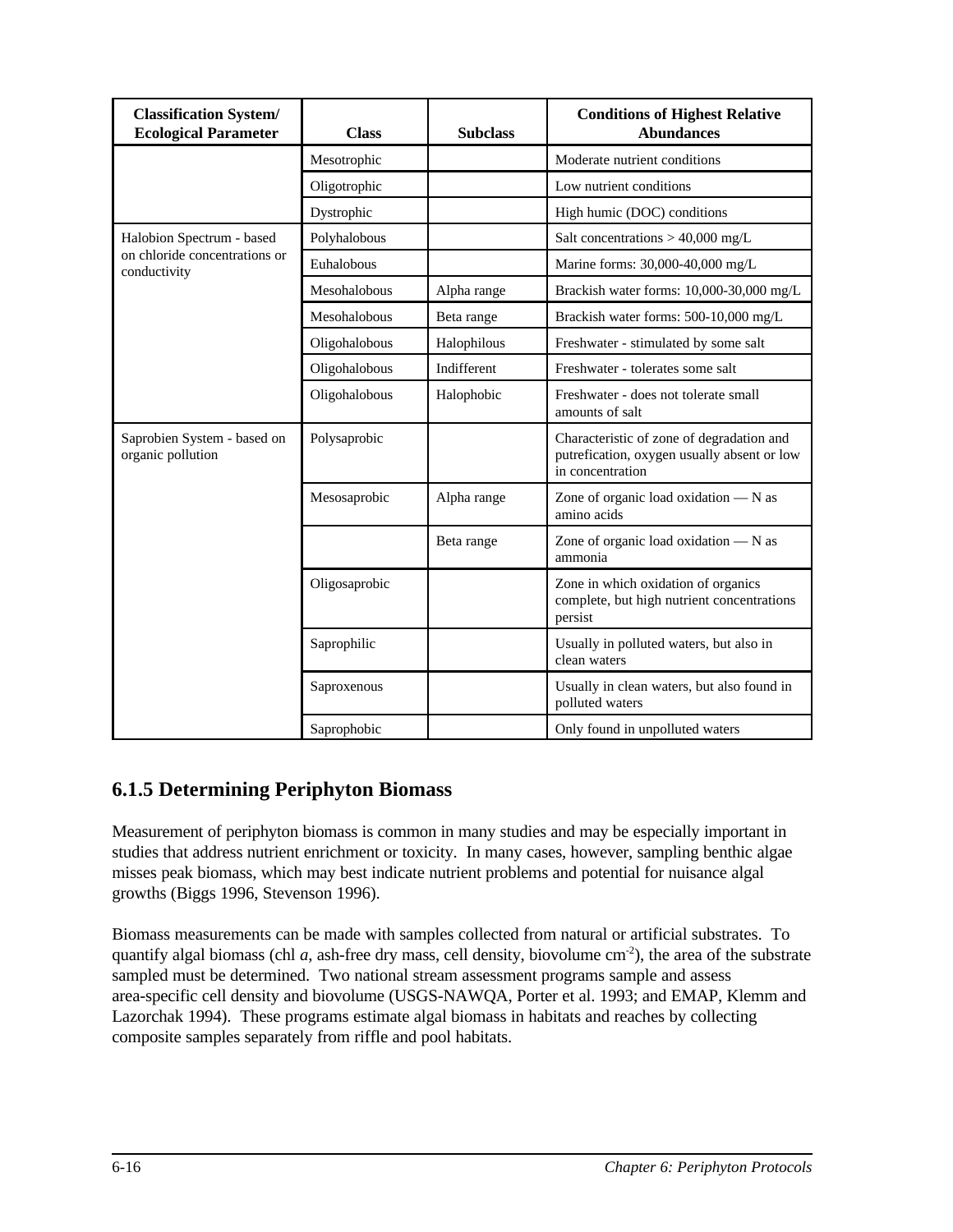| Classification System/ Ecological Parameter | Class | Subclass | Conditions of Highest Relative Abundances |
|---|---|---|---|
| | Mesotrophic | | Moderate nutrient conditions |
| | Oligotrophic | | Low nutrient conditions |
| | Dystrophic | | High humic (DOC) conditions |
| Halobion Spectrum - based on chloride concentrations or conductivity | Polyhalobous | | Salt concentrations > 40,000 mg/L |
| | Euhalobous | | Marine forms: 30,000-40,000 mg/L |
| | Mesohalobous | Alpha range | Brackish water forms: 10,000-30,000 mg/L |
| | Mesohalobous | Beta range | Brackish water forms: 500-10,000 mg/L |
| | Oligohalobous | Halophilous | Freshwater - stimulated by some salt |
| | Oligohalobous | Indifferent | Freshwater - tolerates some salt |
| | Oligohalobous | Halophobic | Freshwater - does not tolerate small amounts of salt |
| Saprobien System - based on organic pollution | Polysaprobic | | Characteristic of zone of degradation and putrefication, oxygen usually absent or low in concentration |
| | Mesosaprobic | Alpha range | Zone of organic load oxidation — N as amino acids |
| | | Beta range | Zone of organic load oxidation — N as ammonia |
| | Oligosaprobic | | Zone in which oxidation of organics complete, but high nutrient concentrations persist |
| | Saprophilic | | Usually in polluted waters, but also in clean waters |
| | Saproxenous | | Usually in clean waters, but also found in polluted waters |
| | Saprophobic | | Only found in unpolluted waters |

## 6.1.5 Determining Periphyton Biomass

Measurement of periphyton biomass is common in many studies and may be especially important in studies that address nutrient enrichment or toxicity. In many cases, however, sampling benthic algae misses peak biomass, which may best indicate nutrient problems and potential for nuisance algal growths (Biggs 1996, Stevenson 1996).

Biomass measurements can be made with samples collected from natural or artificial substrates. To quantify algal biomass (chl *a*, ash-free dry mass, cell density, biovolume $cm^{-2}$), the area of the substrate sampled must be determined. Two national stream assessment programs sample and assess area-specific cell density and biovolume (USGS-NAWQA, Porter et al. 1993; and EMAP, Klemm and Lazorchak 1994). These programs estimate algal biomass in habitats and reaches by collecting composite samples separately from riffle and pool habitats.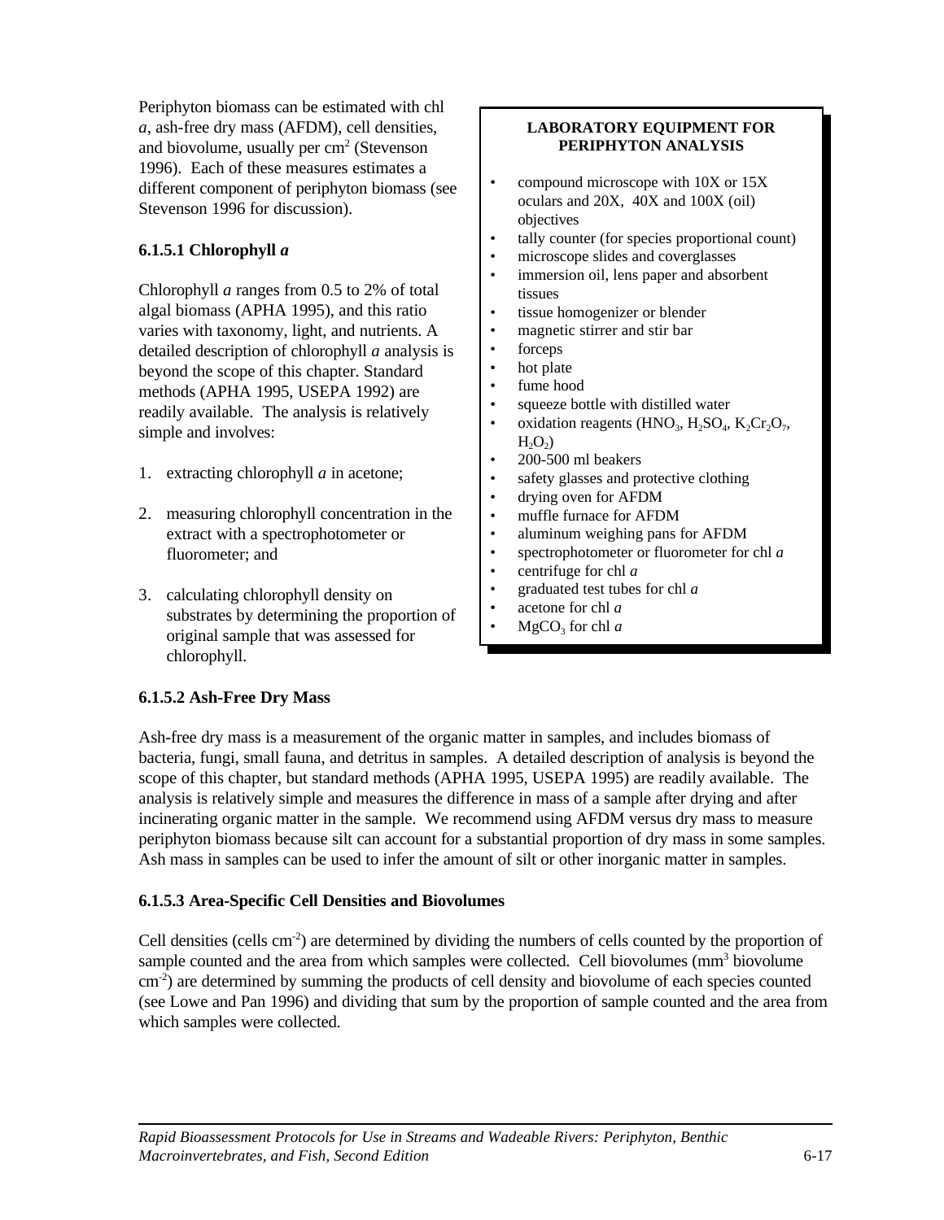Periphyton biomass can be estimated with chl *a*, ash-free dry mass (AFDM), cell densities, and biovolume, usually per $cm^2$ (Stevenson 1996). Each of these measures estimates a different component of periphyton biomass (see Stevenson 1996 for discussion).

### 6.1.5.1 Chlorophyll *a*

Chlorophyll *a* ranges from 0.5 to 2% of total algal biomass (APHA 1995), and this ratio varies with taxonomy, light, and nutrients. A detailed description of chlorophyll *a* analysis is beyond the scope of this chapter. Standard methods (APHA 1995, USEPA 1992) are readily available. The analysis is relatively simple and involves:

1. extracting chlorophyll *a* in acetone;
2. measuring chlorophyll concentration in the extract with a spectrophotometer or fluorometer; and
3. calculating chlorophyll density on substrates by determining the proportion of original sample that was assessed for chlorophyll.

**LABORATORY EQUIPMENT FOR PERIPHYTON ANALYSIS**

- compound microscope with 10X or 15X oculars and 20X, 40X and 100X (oil) objectives
- tally counter (for species proportional count)
- microscope slides and coverglasses
- immersion oil, lens paper and absorbent tissues
- tissue homogenizer or blender
- magnetic stirrer and stir bar
- forceps
- hot plate
- fume hood
- squeeze bottle with distilled water
- oxidation reagents ($HNO_3$, $H_2SO_4$, $K_2Cr_2O_7$, $H_2O_2$)
- 200-500 ml beakers
- safety glasses and protective clothing
- drying oven for AFDM
- muffle furnace for AFDM
- aluminum weighing pans for AFDM
- spectrophotometer or fluorometer for chl *a*
- centrifuge for chl *a*
- graduated test tubes for chl *a*
- acetone for chl *a*
- $MgCO_3$ for chl *a*

### 6.1.5.2 Ash-Free Dry Mass

Ash-free dry mass is a measurement of the organic matter in samples, and includes biomass of bacteria, fungi, small fauna, and detritus in samples. A detailed description of analysis is beyond the scope of this chapter, but standard methods (APHA 1995, USEPA 1995) are readily available. The analysis is relatively simple and measures the difference in mass of a sample after drying and after incinerating organic matter in the sample. We recommend using AFDM versus dry mass to measure periphyton biomass because silt can account for a substantial proportion of dry mass in some samples. Ash mass in samples can be used to infer the amount of silt or other inorganic matter in samples.

### 6.1.5.3 Area-Specific Cell Densities and Biovolumes

Cell densities (cells $cm^{-2}$) are determined by dividing the numbers of cells counted by the proportion of sample counted and the area from which samples were collected. Cell biovolumes ($mm^3$ biovolume $cm^{-2}$) are determined by summing the products of cell density and biovolume of each species counted (see Lowe and Pan 1996) and dividing that sum by the proportion of sample counted and the area from which samples were collected.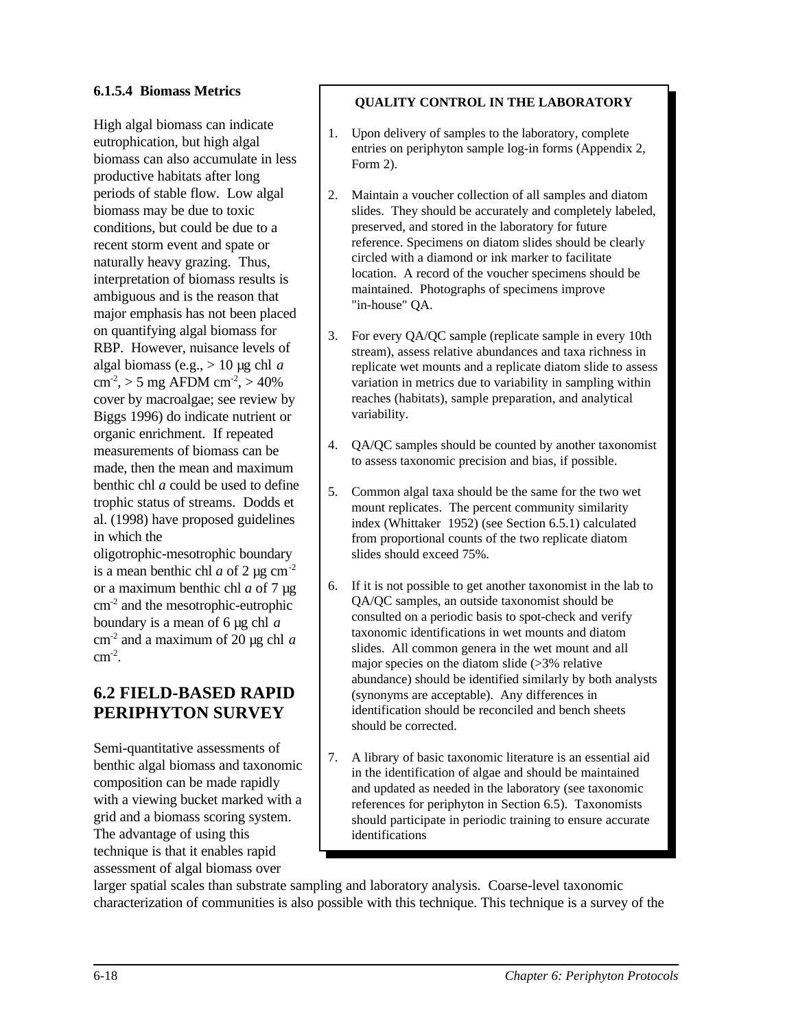#### 6.1.5.4 Biomass Metrics

High algal biomass can indicate eutrophication, but high algal biomass can also accumulate in less productive habitats after long periods of stable flow. Low algal biomass may be due to toxic conditions, but could be due to a recent storm event and spate or naturally heavy grazing. Thus, interpretation of biomass results is ambiguous and is the reason that major emphasis has not been placed on quantifying algal biomass for RBP. However, nuisance levels of algal biomass (e.g., > 10 µg chl *a* $cm^{-2}$, > 5 mg AFDM $cm^{-2}$, > 40% cover by macroalgae; see review by Biggs 1996) do indicate nutrient or organic enrichment. If repeated measurements of biomass can be made, then the mean and maximum benthic chl *a* could be used to define trophic status of streams. Dodds et al. (1998) have proposed guidelines in which the oligotrophic-mesotrophic boundary is a mean benthic chl *a* of 2 µg $cm^{-2}$ or a maximum benthic chl *a* of 7 µg $cm^{-2}$ and the mesotrophic-eutrophic boundary is a mean of 6 µg chl *a* $cm^{-2}$ and a maximum of 20 µg chl *a* $cm^{-2}$.

**QUALITY CONTROL IN THE LABORATORY**

1. Upon delivery of samples to the laboratory, complete entries on periphyton sample log-in forms (Appendix 2, Form 2).
2. Maintain a voucher collection of all samples and diatom slides. They should be accurately and completely labeled, preserved, and stored in the laboratory for future reference. Specimens on diatom slides should be clearly circled with a diamond or ink marker to facilitate location. A record of the voucher specimens should be maintained. Photographs of specimens improve "in-house" QA.
3. For every QA/QC sample (replicate sample in every 10th stream), assess relative abundances and taxa richness in replicate wet mounts and a replicate diatom slide to assess variation in metrics due to variability in sampling within reaches (habitats), sample preparation, and analytical variability.
4. QA/QC samples should be counted by another taxonomist to assess taxonomic precision and bias, if possible.
5. Common algal taxa should be the same for the two wet mount replicates. The percent community similarity index (Whittaker 1952) (see Section 6.5.1) calculated from proportional counts of the two replicate diatom slides should exceed 75%.
6. If it is not possible to get another taxonomist in the lab to QA/QC samples, an outside taxonomist should be consulted on a periodic basis to spot-check and verify taxonomic identifications in wet mounts and diatom slides. All common genera in the wet mount and all major species on the diatom slide (>3% relative abundance) should be identified similarly by both analysts (synonyms are acceptable). Any differences in identification should be reconciled and bench sheets should be corrected.
7. A library of basic taxonomic literature is an essential aid in the identification of algae and should be maintained and updated as needed in the laboratory (see taxonomic references for periphyton in Section 6.5). Taxonomists should participate in periodic training to ensure accurate identifications

## 6.2 FIELD-BASED RAPID PERIPHYTON SURVEY

Semi-quantitative assessments of benthic algal biomass and taxonomic composition can be made rapidly with a viewing bucket marked with a grid and a biomass scoring system. The advantage of using this technique is that it enables rapid assessment of algal biomass over larger spatial scales than substrate sampling and laboratory analysis. Coarse-level taxonomic characterization of communities is also possible with this technique. This technique is a survey of the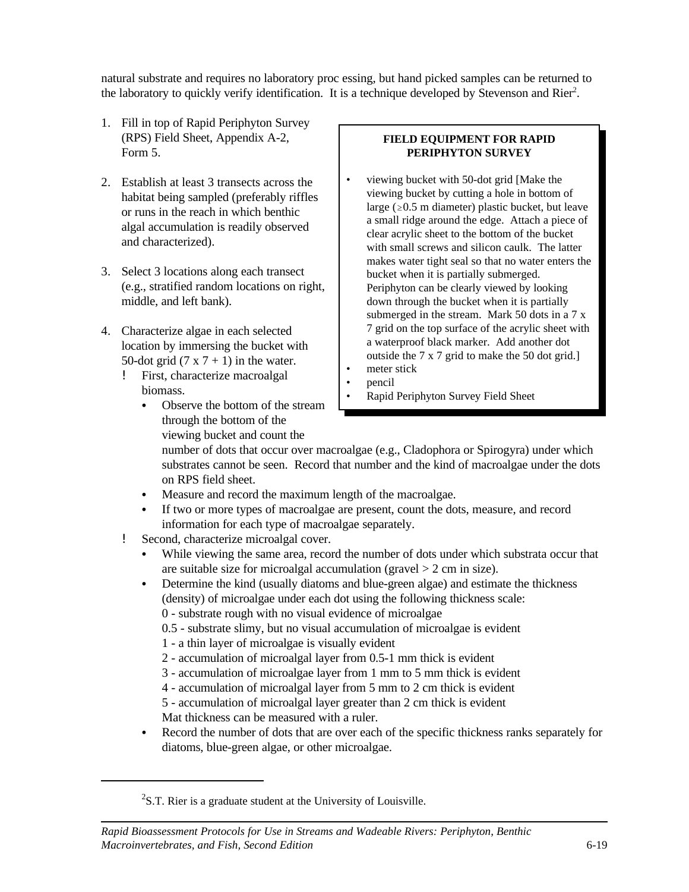natural substrate and requires no laboratory proc essing, but hand picked samples can be returned to the laboratory to quickly verify identification. It is a technique developed by Stevenson and Rier[2].

**FIELD EQUIPMENT FOR RAPID PERIPHYTON SURVEY**

- viewing bucket with 50-dot grid [Make the viewing bucket by cutting a hole in bottom of large (≥0.5 m diameter) plastic bucket, but leave a small ridge around the edge. Attach a piece of clear acrylic sheet to the bottom of the bucket with small screws and silicon caulk. The latter makes water tight seal so that no water enters the bucket when it is partially submerged. Periphyton can be clearly viewed by looking down through the bucket when it is partially submerged in the stream. Mark 50 dots in a 7 x 7 grid on the top surface of the acrylic sheet with a waterproof black marker. Add another dot outside the 7 x 7 grid to make the 50 dot grid.]
- meter stick
- pencil
- Rapid Periphyton Survey Field Sheet

1. Fill in top of Rapid Periphyton Survey (RPS) Field Sheet, Appendix A-2, Form 5.

2. Establish at least 3 transects across the habitat being sampled (preferably riffles or runs in the reach in which benthic algal accumulation is readily observed and characterized).

3. Select 3 locations along each transect (e.g., stratified random locations on right, middle, and left bank).

4. Characterize algae in each selected location by immersing the bucket with 50-dot grid (7 x 7 + 1) in the water.
   - First, characterize macroalgal biomass.
     - Observe the bottom of the stream through the bottom of the viewing bucket and count the number of dots that occur over macroalgae (e.g., Cladophora or Spirogyra) under which substrates cannot be seen. Record that number and the kind of macroalgae under the dots on RPS field sheet.
     - Measure and record the maximum length of the macroalgae.
     - If two or more types of macroalgae are present, count the dots, measure, and record information for each type of macroalgae separately.
   - Second, characterize microalgal cover.
     - While viewing the same area, record the number of dots under which substrata occur that are suitable size for microalgal accumulation (gravel > 2 cm in size).
     - Determine the kind (usually diatoms and blue-green algae) and estimate the thickness (density) of microalgae under each dot using the following thickness scale:
       0 - substrate rough with no visual evidence of microalgae
       0.5 - substrate slimy, but no visual accumulation of microalgae is evident
       1 - a thin layer of microalgae is visually evident
       2 - accumulation of microalgal layer from 0.5-1 mm thick is evident
       3 - accumulation of microalgae layer from 1 mm to 5 mm thick is evident
       4 - accumulation of microalgal layer from 5 mm to 2 cm thick is evident
       5 - accumulation of microalgal layer greater than 2 cm thick is evident
       Mat thickness can be measured with a ruler.
     - Record the number of dots that are over each of the specific thickness ranks separately for diatoms, blue-green algae, or other microalgae.

---

[2]S.T. Rier is a graduate student at the University of Louisville.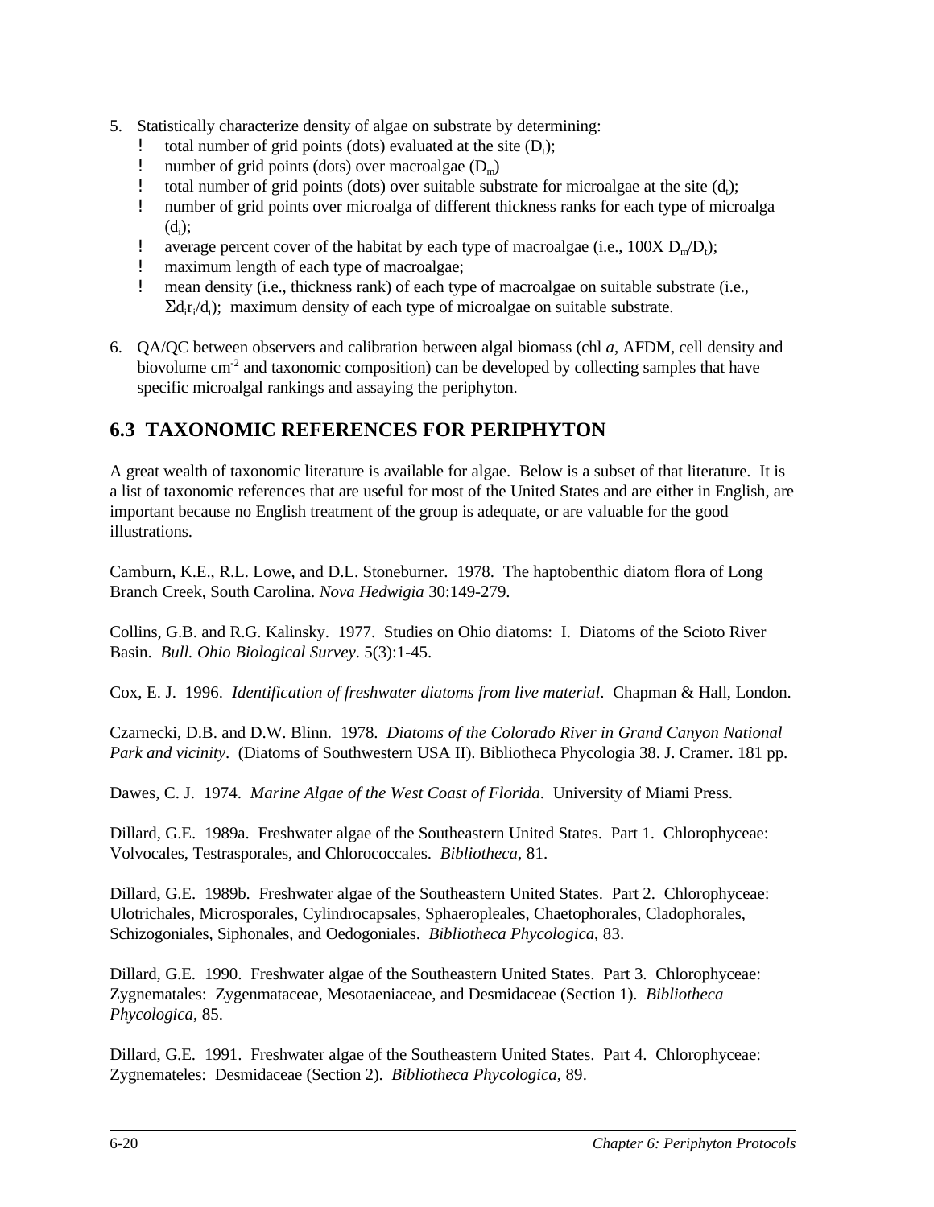5. Statistically characterize density of algae on substrate by determining:
   - total number of grid points (dots) evaluated at the site ($D_t$);
   - number of grid points (dots) over macroalgae ($D_m$)
   - total number of grid points (dots) over suitable substrate for microalgae at the site ($d_t$);
   - number of grid points over microalga of different thickness ranks for each type of microalga ($d_i$);
   - average percent cover of the habitat by each type of macroalgae (i.e., 100X $D_m/D_t$);
   - maximum length of each type of macroalgae;
   - mean density (i.e., thickness rank) of each type of macroalgae on suitable substrate (i.e., $\Sigma d_i r_i/d_t$); maximum density of each type of microalgae on suitable substrate.

6. QA/QC between observers and calibration between algal biomass (chl *a*, AFDM, cell density and biovolume $cm^{-2}$ and taxonomic composition) can be developed by collecting samples that have specific microalgal rankings and assaying the periphyton.

## 6.3 TAXONOMIC REFERENCES FOR PERIPHYTON

A great wealth of taxonomic literature is available for algae. Below is a subset of that literature. It is a list of taxonomic references that are useful for most of the United States and are either in English, are important because no English treatment of the group is adequate, or are valuable for the good illustrations.

Camburn, K.E., R.L. Lowe, and D.L. Stoneburner. 1978. The haptobenthic diatom flora of Long Branch Creek, South Carolina. *Nova Hedwigia* 30:149-279.

Collins, G.B. and R.G. Kalinsky. 1977. Studies on Ohio diatoms: I. Diatoms of the Scioto River Basin. *Bull. Ohio Biological Survey*. 5(3):1-45.

Cox, E. J. 1996. *Identification of freshwater diatoms from live material*. Chapman & Hall, London.

Czarnecki, D.B. and D.W. Blinn. 1978. *Diatoms of the Colorado River in Grand Canyon National Park and vicinity*. (Diatoms of Southwestern USA II). Bibliotheca Phycologia 38. J. Cramer. 181 pp.

Dawes, C. J. 1974. *Marine Algae of the West Coast of Florida*. University of Miami Press.

Dillard, G.E. 1989a. Freshwater algae of the Southeastern United States. Part 1. Chlorophyceae: Volvocales, Testrasporales, and Chlorococcales. *Bibliotheca*, 81.

Dillard, G.E. 1989b. Freshwater algae of the Southeastern United States. Part 2. Chlorophyceae: Ulotrichales, Microsporales, Cylindrocapsales, Sphaeropleales, Chaetophorales, Cladophorales, Schizogoniales, Siphonales, and Oedogoniales. *Bibliotheca Phycologica*, 83.

Dillard, G.E. 1990. Freshwater algae of the Southeastern United States. Part 3. Chlorophyceae: Zygnematales: Zygenmataceae, Mesotaeniaceae, and Desmidaceae (Section 1). *Bibliotheca Phycologica*, 85.

Dillard, G.E. 1991. Freshwater algae of the Southeastern United States. Part 4. Chlorophyceae: Zygnemateles: Desmidaceae (Section 2). *Bibliotheca Phycologica*, 89.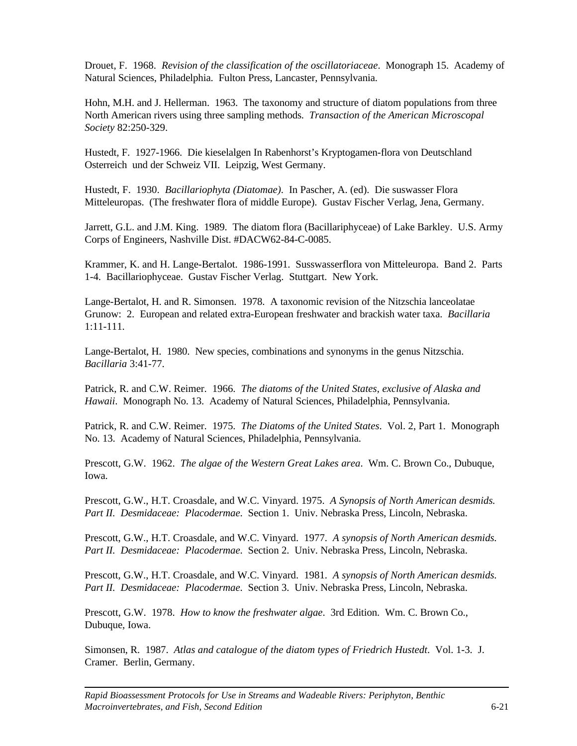Drouet, F. 1968. *Revision of the classification of the oscillatoriaceae*. Monograph 15. Academy of Natural Sciences, Philadelphia. Fulton Press, Lancaster, Pennsylvania.

Hohn, M.H. and J. Hellerman. 1963. The taxonomy and structure of diatom populations from three North American rivers using three sampling methods. *Transaction of the American Microscopal Society* 82:250-329.

Hustedt, F. 1927-1966. Die kieselalgen In Rabenhorst's Kryptogamen-flora von Deutschland Osterreich und der Schweiz VII. Leipzig, West Germany.

Hustedt, F. 1930. *Bacillariophyta (Diatomae)*. In Pascher, A. (ed). Die suswasser Flora Mitteleuropas. (The freshwater flora of middle Europe). Gustav Fischer Verlag, Jena, Germany.

Jarrett, G.L. and J.M. King. 1989. The diatom flora (Bacillariphyceae) of Lake Barkley. U.S. Army Corps of Engineers, Nashville Dist. #DACW62-84-C-0085.

Krammer, K. and H. Lange-Bertalot. 1986-1991. Susswasserflora von Mitteleuropa. Band 2. Parts 1-4. Bacillariophyceae. Gustav Fischer Verlag. Stuttgart. New York.

Lange-Bertalot, H. and R. Simonsen. 1978. A taxonomic revision of the Nitzschia lanceolatae Grunow: 2. European and related extra-European freshwater and brackish water taxa. *Bacillaria* 1:11-111.

Lange-Bertalot, H. 1980. New species, combinations and synonyms in the genus Nitzschia. *Bacillaria* 3:41-77.

Patrick, R. and C.W. Reimer. 1966. *The diatoms of the United States, exclusive of Alaska and Hawaii*. Monograph No. 13. Academy of Natural Sciences, Philadelphia, Pennsylvania.

Patrick, R. and C.W. Reimer. 1975. *The Diatoms of the United States*. Vol. 2, Part 1. Monograph No. 13. Academy of Natural Sciences, Philadelphia, Pennsylvania.

Prescott, G.W. 1962. *The algae of the Western Great Lakes area*. Wm. C. Brown Co., Dubuque, Iowa.

Prescott, G.W., H.T. Croasdale, and W.C. Vinyard. 1975. *A Synopsis of North American desmids. Part II. Desmidaceae: Placodermae*. Section 1. Univ. Nebraska Press, Lincoln, Nebraska.

Prescott, G.W., H.T. Croasdale, and W.C. Vinyard. 1977. *A synopsis of North American desmids. Part II. Desmidaceae: Placodermae*. Section 2. Univ. Nebraska Press, Lincoln, Nebraska.

Prescott, G.W., H.T. Croasdale, and W.C. Vinyard. 1981. *A synopsis of North American desmids. Part II. Desmidaceae: Placodermae*. Section 3. Univ. Nebraska Press, Lincoln, Nebraska.

Prescott, G.W. 1978. *How to know the freshwater algae*. 3rd Edition. Wm. C. Brown Co., Dubuque, Iowa.

Simonsen, R. 1987. *Atlas and catalogue of the diatom types of Friedrich Hustedt*. Vol. 1-3. J. Cramer. Berlin, Germany.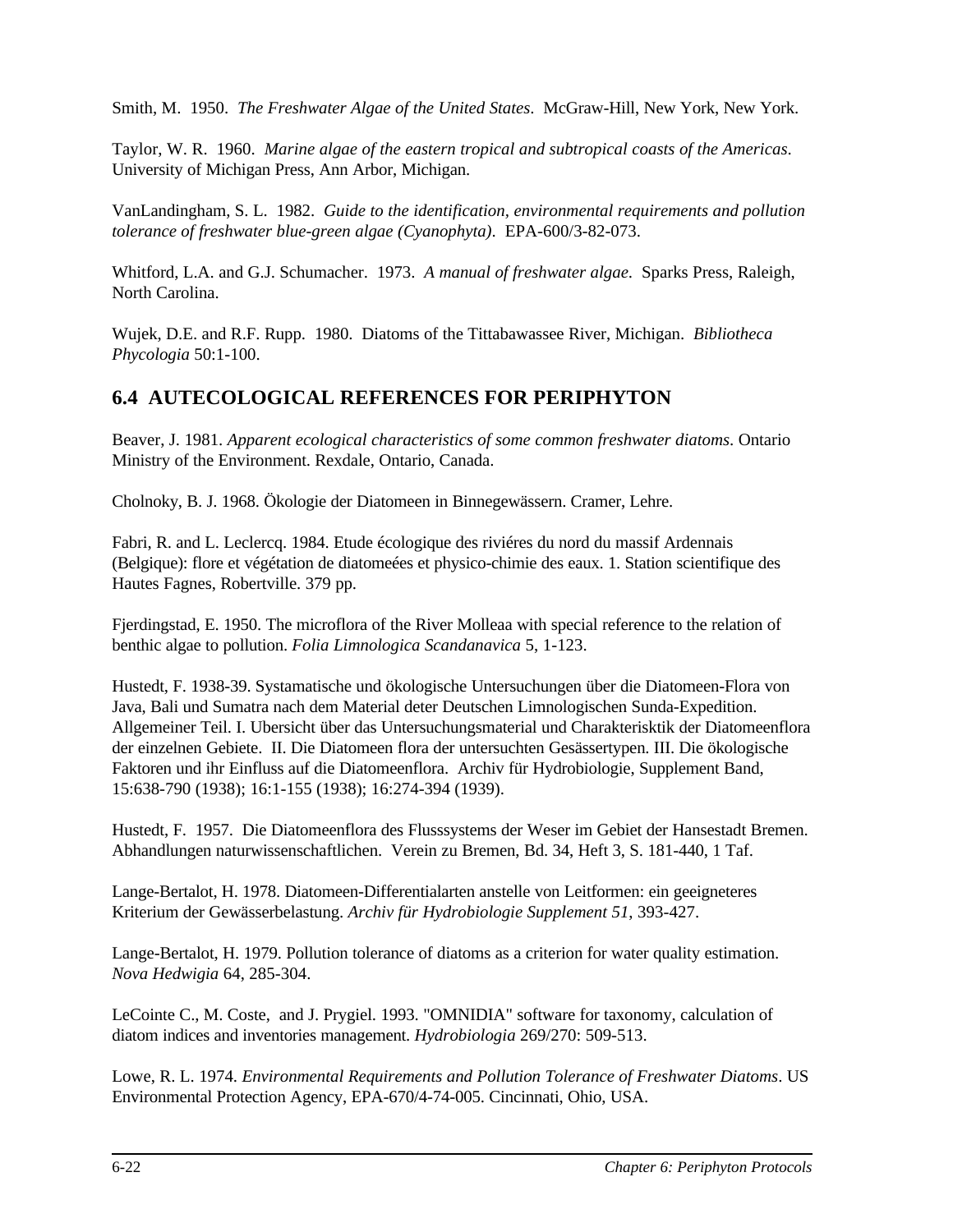Smith, M. 1950. *The Freshwater Algae of the United States*. McGraw-Hill, New York, New York.

Taylor, W. R. 1960. *Marine algae of the eastern tropical and subtropical coasts of the Americas*. University of Michigan Press, Ann Arbor, Michigan.

VanLandingham, S. L. 1982. *Guide to the identification, environmental requirements and pollution tolerance of freshwater blue-green algae (Cyanophyta)*. EPA-600/3-82-073.

Whitford, L.A. and G.J. Schumacher. 1973. *A manual of freshwater algae.* Sparks Press, Raleigh, North Carolina.

Wujek, D.E. and R.F. Rupp. 1980. Diatoms of the Tittabawassee River, Michigan. *Bibliotheca Phycologia* 50:1-100.

## 6.4 AUTECOLOGICAL REFERENCES FOR PERIPHYTON

Beaver, J. 1981. *Apparent ecological characteristics of some common freshwater diatoms*. Ontario Ministry of the Environment. Rexdale, Ontario, Canada.

Cholnoky, B. J. 1968. Ökologie der Diatomeen in Binnegewässern. Cramer, Lehre.

Fabri, R. and L. Leclercq. 1984. Etude écologique des riviéres du nord du massif Ardennais (Belgique): flore et végétation de diatomeées et physico-chimie des eaux. 1. Station scientifique des Hautes Fagnes, Robertville. 379 pp.

Fjerdingstad, E. 1950. The microflora of the River Molleaa with special reference to the relation of benthic algae to pollution. *Folia Limnologica Scandanavica* 5, 1-123.

Hustedt, F. 1938-39. Systamatische und ökologische Untersuchungen über die Diatomeen-Flora von Java, Bali und Sumatra nach dem Material deter Deutschen Limnologischen Sunda-Expedition. Allgemeiner Teil. I. Ubersicht über das Untersuchungsmaterial und Charakterisktik der Diatomeenflora der einzelnen Gebiete. II. Die Diatomeen flora der untersuchten Gesässertypen. III. Die ökologische Faktoren und ihr Einfluss auf die Diatomeenflora. Archiv für Hydrobiologie, Supplement Band, 15:638-790 (1938); 16:1-155 (1938); 16:274-394 (1939).

Hustedt, F. 1957. Die Diatomeenflora des Flusssystems der Weser im Gebiet der Hansestadt Bremen. Abhandlungen naturwissenschaftlichen. Verein zu Bremen, Bd. 34, Heft 3, S. 181-440, 1 Taf.

Lange-Bertalot, H. 1978. Diatomeen-Differentialarten anstelle von Leitformen: ein geeigneteres Kriterium der Gewässerbelastung. *Archiv für Hydrobiologie Supplement 51*, 393-427.

Lange-Bertalot, H. 1979. Pollution tolerance of diatoms as a criterion for water quality estimation. *Nova Hedwigia* 64, 285-304.

LeCointe C., M. Coste, and J. Prygiel. 1993. "OMNIDIA" software for taxonomy, calculation of diatom indices and inventories management. *Hydrobiologia* 269/270: 509-513.

Lowe, R. L. 1974. *Environmental Requirements and Pollution Tolerance of Freshwater Diatoms*. US Environmental Protection Agency, EPA-670/4-74-005. Cincinnati, Ohio, USA.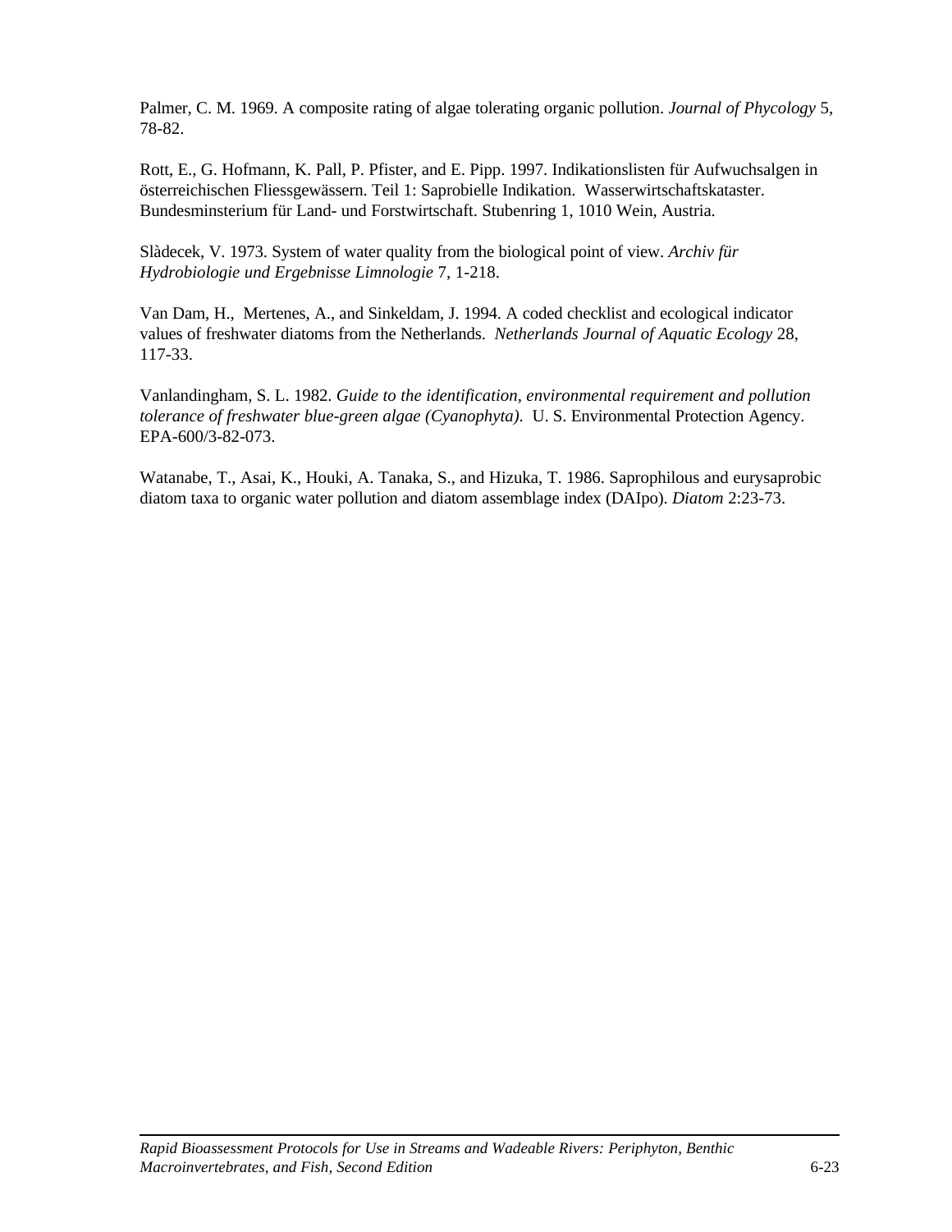Palmer, C. M. 1969. A composite rating of algae tolerating organic pollution. *Journal of Phycology* 5, 78-82.

Rott, E., G. Hofmann, K. Pall, P. Pfister, and E. Pipp. 1997. Indikationslisten für Aufwuchsalgen in österreichischen Fliessgewässern. Teil 1: Saprobielle Indikation. Wasserwirtschaftskataster. Bundesminsterium für Land- und Forstwirtschaft. Stubenring 1, 1010 Wein, Austria.

Slàdecek, V. 1973. System of water quality from the biological point of view. *Archiv für Hydrobiologie und Ergebnisse Limnologie* 7, 1-218.

Van Dam, H., Mertenes, A., and Sinkeldam, J. 1994. A coded checklist and ecological indicator values of freshwater diatoms from the Netherlands. *Netherlands Journal of Aquatic Ecology* 28, 117-33.

Vanlandingham, S. L. 1982. *Guide to the identification, environmental requirement and pollution tolerance of freshwater blue-green algae (Cyanophyta)*. U. S. Environmental Protection Agency. EPA-600/3-82-073.

Watanabe, T., Asai, K., Houki, A. Tanaka, S., and Hizuka, T. 1986. Saprophilous and eurysaprobic diatom taxa to organic water pollution and diatom assemblage index (DAIpo). *Diatom* 2:23-73.